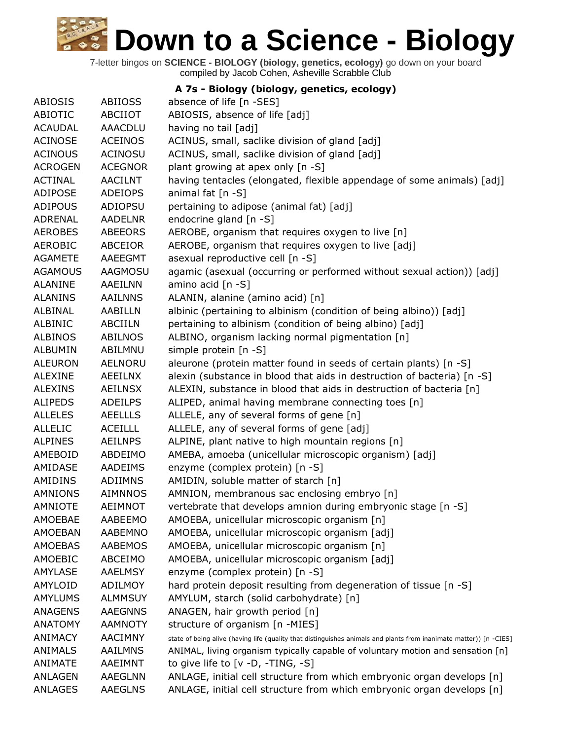# Down to a Science - Biology

7-letter bingos on **SCIENCE - BIOLOGY (biology, genetics, ecology)** go down on your board
compiled by Jacob Cohen, Asheville Scrabble Club

### A 7s - Biology (biology, genetics, ecology)

| | | |
|---|---|---|
| ABIOSIS | ABIIOSS | absence of life [n -SES] |
| ABIOTIC | ABCIIOT | ABIOSIS, absence of life [adj] |
| ACAUDAL | AAACDLU | having no tail [adj] |
| ACINOSE | ACEINOS | ACINUS, small, saclike division of gland [adj] |
| ACINOUS | ACINOSU | ACINUS, small, saclike division of gland [adj] |
| ACROGEN | ACEGNOR | plant growing at apex only [n -S] |
| ACTINAL | AACILNT | having tentacles (elongated, flexible appendage of some animals) [adj] |
| ADIPOSE | ADEIOPS | animal fat [n -S] |
| ADIPOUS | ADIOPSU | pertaining to adipose (animal fat) [adj] |
| ADRENAL | AADELNR | endocrine gland [n -S] |
| AEROBES | ABEEORS | AEROBE, organism that requires oxygen to live [n] |
| AEROBIC | ABCEIOR | AEROBE, organism that requires oxygen to live [adj] |
| AGAMETE | AAEEGMT | asexual reproductive cell [n -S] |
| AGAMOUS | AAGMOSU | agamic (asexual (occurring or performed without sexual action)) [adj] |
| ALANINE | AAEILNN | amino acid [n -S] |
| ALANINS | AAILNNS | ALANIN, alanine (amino acid) [n] |
| ALBINAL | AABILLN | albinic (pertaining to albinism (condition of being albino)) [adj] |
| ALBINIC | ABCIILN | pertaining to albinism (condition of being albino) [adj] |
| ALBINOS | ABILNOS | ALBINO, organism lacking normal pigmentation [n] |
| ALBUMIN | ABILMNU | simple protein [n -S] |
| ALEURON | AELNORU | aleurone (protein matter found in seeds of certain plants) [n -S] |
| ALEXINE | AEEILNX | alexin (substance in blood that aids in destruction of bacteria) [n -S] |
| ALEXINS | AEILNSX | ALEXIN, substance in blood that aids in destruction of bacteria [n] |
| ALIPEDS | ADEILPS | ALIPED, animal having membrane connecting toes [n] |
| ALLELES | AEELLLS | ALLELE, any of several forms of gene [n] |
| ALLELIC | ACEILLL | ALLELE, any of several forms of gene [adj] |
| ALPINES | AEILNPS | ALPINE, plant native to high mountain regions [n] |
| AMEBOID | ABDEIMO | AMEBA, amoeba (unicellular microscopic organism) [adj] |
| AMIDASE | AADEIMS | enzyme (complex protein) [n -S] |
| AMIDINS | ADIIMNS | AMIDIN, soluble matter of starch [n] |
| AMNIONS | AIMNNOS | AMNION, membranous sac enclosing embryo [n] |
| AMNIOTE | AEIMNOT | vertebrate that develops amnion during embryonic stage [n -S] |
| AMOEBAE | AABEEMO | AMOEBA, unicellular microscopic organism [n] |
| AMOEBAN | AABEMNO | AMOEBA, unicellular microscopic organism [adj] |
| AMOEBAS | AABEMOS | AMOEBA, unicellular microscopic organism [n] |
| AMOEBIC | ABCEIMO | AMOEBA, unicellular microscopic organism [adj] |
| AMYLASE | AAELMSY | enzyme (complex protein) [n -S] |
| AMYLOID | ADILMOY | hard protein deposit resulting from degeneration of tissue [n -S] |
| AMYLUMS | ALMMSUY | AMYLUM, starch (solid carbohydrate) [n] |
| ANAGENS | AAEGNNS | ANAGEN, hair growth period [n] |
| ANATOMY | AAMNOTY | structure of organism [n -MIES] |
| ANIMACY | AACIMNY | state of being alive (having life (quality that distinguishes animals and plants from inanimate matter)) [n -CIES] |
| ANIMALS | AAILMNS | ANIMAL, living organism typically capable of voluntary motion and sensation [n] |
| ANIMATE | AAEIMNT | to give life to [v -D, -TING, -S] |
| ANLAGEN | AAEGLNN | ANLAGE, initial cell structure from which embryonic organ develops [n] |
| ANLAGES | AAEGLNS | ANLAGE, initial cell structure from which embryonic organ develops [n] |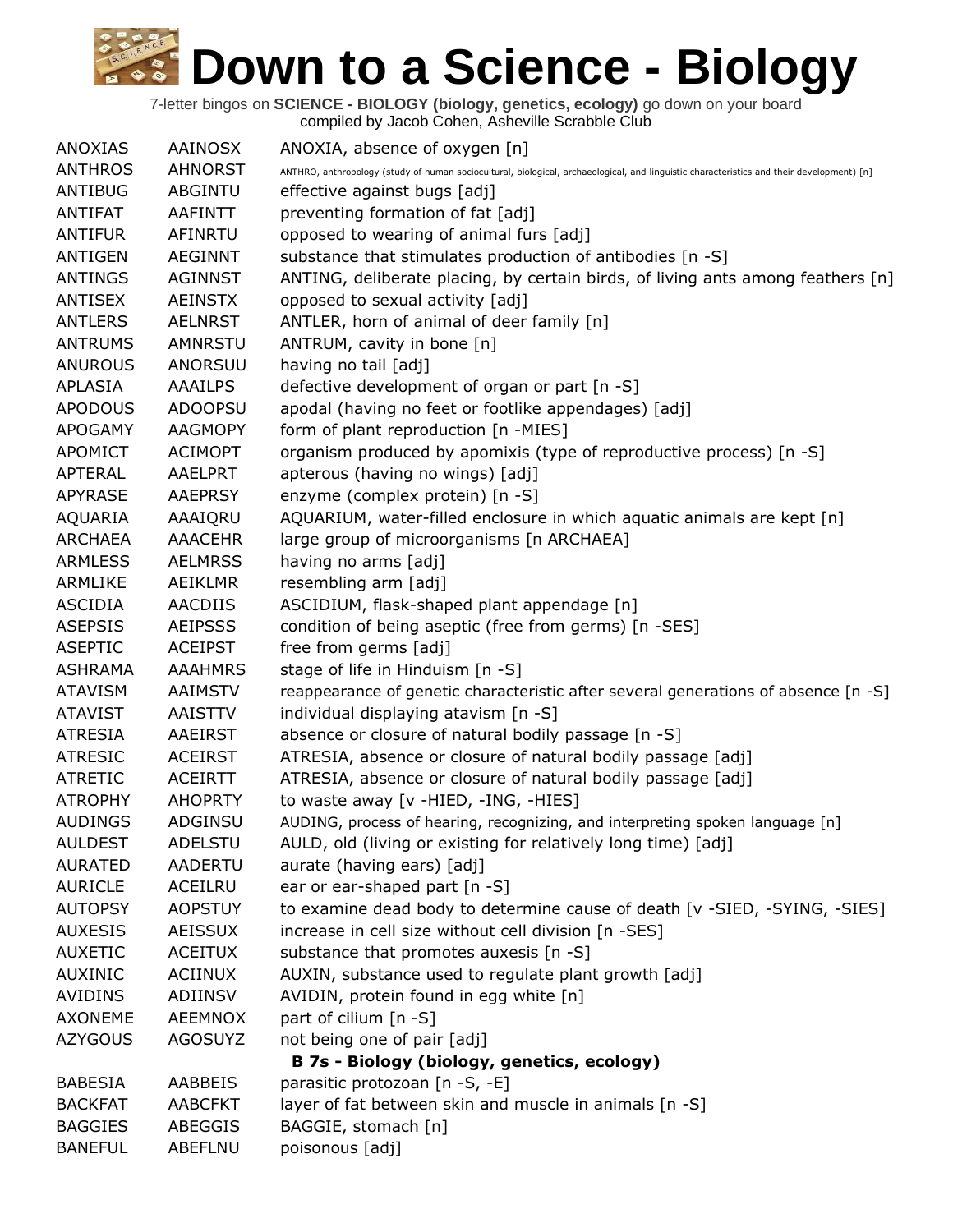# Down to a Science - Biology

7-letter bingos on **SCIENCE - BIOLOGY (biology, genetics, ecology)** go down on your board
compiled by Jacob Cohen, Asheville Scrabble Club

| | | |
|---|---|---|
| ANOXIAS | AAINOSX | ANOXIA, absence of oxygen [n] |
| ANTHROS | AHNORST | ANTHRO, anthropology (study of human sociocultural, biological, archaeological, and linguistic characteristics and their development) [n] |
| ANTIBUG | ABGINTU | effective against bugs [adj] |
| ANTIFAT | AAFINTT | preventing formation of fat [adj] |
| ANTIFUR | AFINRTU | opposed to wearing of animal furs [adj] |
| ANTIGEN | AEGINNT | substance that stimulates production of antibodies [n -S] |
| ANTINGS | AGINNST | ANTING, deliberate placing, by certain birds, of living ants among feathers [n] |
| ANTISEX | AEINSTX | opposed to sexual activity [adj] |
| ANTLERS | AELNRST | ANTLER, horn of animal of deer family [n] |
| ANTRUMS | AMNRSTU | ANTRUM, cavity in bone [n] |
| ANUROUS | ANORSUU | having no tail [adj] |
| APLASIA | AAAILPS | defective development of organ or part [n -S] |
| APODOUS | ADOOPSU | apodal (having no feet or footlike appendages) [adj] |
| APOGAMY | AAGMOPY | form of plant reproduction [n -MIES] |
| APOMICT | ACIMOPT | organism produced by apomixis (type of reproductive process) [n -S] |
| APTERAL | AAELPRT | apterous (having no wings) [adj] |
| APYRASE | AAEPRSY | enzyme (complex protein) [n -S] |
| AQUARIA | AAAIQRU | AQUARIUM, water-filled enclosure in which aquatic animals are kept [n] |
| ARCHAEA | AAACEHR | large group of microorganisms [n ARCHAEA] |
| ARMLESS | AELMRSS | having no arms [adj] |
| ARMLIKE | AEIKLMR | resembling arm [adj] |
| ASCIDIA | AACDIIS | ASCIDIUM, flask-shaped plant appendage [n] |
| ASEPSIS | AEIPSSS | condition of being aseptic (free from germs) [n -SES] |
| ASEPTIC | ACEIPST | free from germs [adj] |
| ASHRAMA | AAAHMRS | stage of life in Hinduism [n -S] |
| ATAVISM | AAIMSTV | reappearance of genetic characteristic after several generations of absence [n -S] |
| ATAVIST | AAISTTV | individual displaying atavism [n -S] |
| ATRESIA | AAEIRST | absence or closure of natural bodily passage [n -S] |
| ATRESIC | ACEIRST | ATRESIA, absence or closure of natural bodily passage [adj] |
| ATRETIC | ACEIRTT | ATRESIA, absence or closure of natural bodily passage [adj] |
| ATROPHY | AHOPRTY | to waste away [v -HIED, -ING, -HIES] |
| AUDINGS | ADGINSU | AUDING, process of hearing, recognizing, and interpreting spoken language [n] |
| AULDEST | ADELSTU | AULD, old (living or existing for relatively long time) [adj] |
| AURATED | AADERTU | aurate (having ears) [adj] |
| AURICLE | ACEILRU | ear or ear-shaped part [n -S] |
| AUTOPSY | AOPSTUY | to examine dead body to determine cause of death [v -SIED, -SYING, -SIES] |
| AUXESIS | AEISSUX | increase in cell size without cell division [n -SES] |
| AUXETIC | ACEITUX | substance that promotes auxesis [n -S] |
| AUXINIC | ACIINUX | AUXIN, substance used to regulate plant growth [adj] |
| AVIDINS | ADIINSV | AVIDIN, protein found in egg white [n] |
| AXONEME | AEEMNOX | part of cilium [n -S] |
| AZYGOUS | AGOSUYZ | not being one of pair [adj] |
| | | **B 7s - Biology (biology, genetics, ecology)** |
| BABESIA | AABBEIS | parasitic protozoan [n -S, -E] |
| BACKFAT | AABCFKT | layer of fat between skin and muscle in animals [n -S] |
| BAGGIES | ABEGGIS | BAGGIE, stomach [n] |
| BANEFUL | ABEFLNU | poisonous [adj] |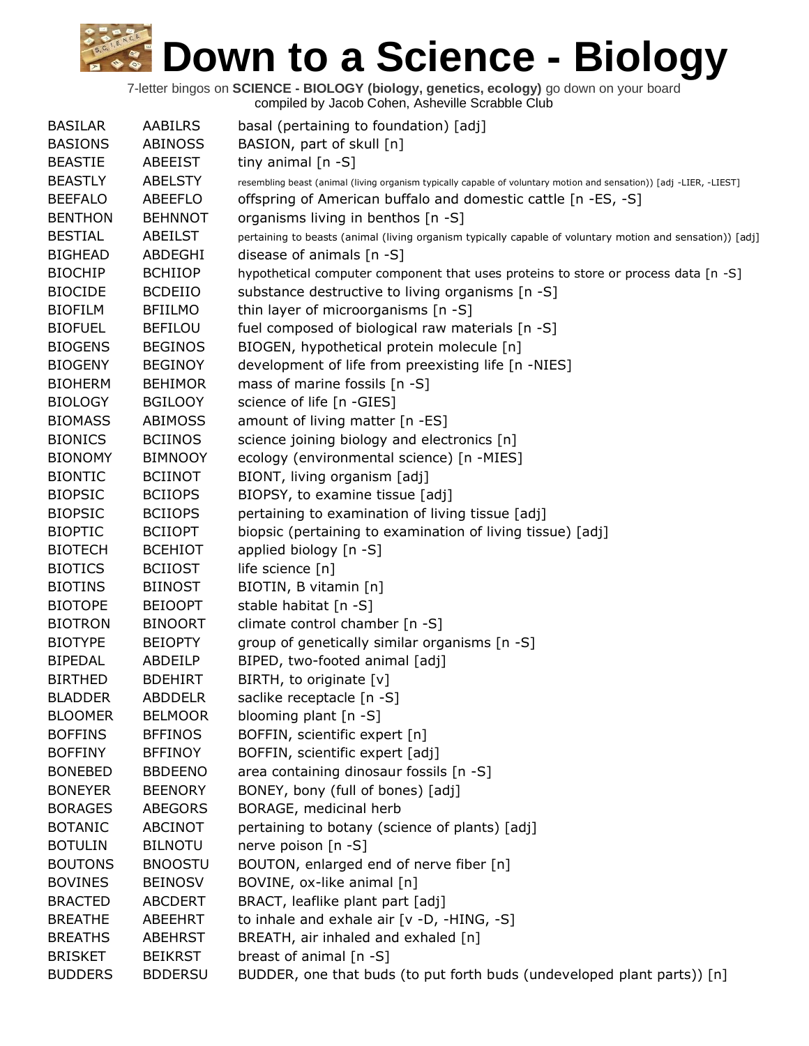# Down to a Science - Biology

7-letter bingos on **SCIENCE - BIOLOGY (biology, genetics, ecology)** go down on your board
compiled by Jacob Cohen, Asheville Scrabble Club

| | | |
|---|---|---|
| BASILAR | AABILRS | basal (pertaining to foundation) [adj] |
| BASIONS | ABINOSS | BASION, part of skull [n] |
| BEASTIE | ABEEIST | tiny animal [n -S] |
| BEASTLY | ABELSTY | resembling beast (animal (living organism typically capable of voluntary motion and sensation)) [adj -LIER, -LIEST] |
| BEEFALO | ABEEFLO | offspring of American buffalo and domestic cattle [n -ES, -S] |
| BENTHON | BEHNNOT | organisms living in benthos [n -S] |
| BESTIAL | ABEILST | pertaining to beasts (animal (living organism typically capable of voluntary motion and sensation)) [adj] |
| BIGHEAD | ABDEGHI | disease of animals [n -S] |
| BIOCHIP | BCHIIOP | hypothetical computer component that uses proteins to store or process data [n -S] |
| BIOCIDE | BCDEIIO | substance destructive to living organisms [n -S] |
| BIOFILM | BFIILMO | thin layer of microorganisms [n -S] |
| BIOFUEL | BEFILOU | fuel composed of biological raw materials [n -S] |
| BIOGENS | BEGINOS | BIOGEN, hypothetical protein molecule [n] |
| BIOGENY | BEGINOY | development of life from preexisting life [n -NIES] |
| BIOHERM | BEHIMOR | mass of marine fossils [n -S] |
| BIOLOGY | BGILOOY | science of life [n -GIES] |
| BIOMASS | ABIMOSS | amount of living matter [n -ES] |
| BIONICS | BCIINOS | science joining biology and electronics [n] |
| BIONOMY | BIMNOOY | ecology (environmental science) [n -MIES] |
| BIONTIC | BCIINOT | BIONT, living organism [adj] |
| BIOPSIC | BCIIOPS | BIOPSY, to examine tissue [adj] |
| BIOPSIC | BCIIOPS | pertaining to examination of living tissue [adj] |
| BIOPTIC | BCIIOPT | biopsic (pertaining to examination of living tissue) [adj] |
| BIOTECH | BCEHIOT | applied biology [n -S] |
| BIOTICS | BCIIOST | life science [n] |
| BIOTINS | BIINOST | BIOTIN, B vitamin [n] |
| BIOTOPE | BEIOOPT | stable habitat [n -S] |
| BIOTRON | BINOORT | climate control chamber [n -S] |
| BIOTYPE | BEIOPTY | group of genetically similar organisms [n -S] |
| BIPEDAL | ABDEILP | BIPED, two-footed animal [adj] |
| BIRTHED | BDEHIRT | BIRTH, to originate [v] |
| BLADDER | ABDDELR | saclike receptacle [n -S] |
| BLOOMER | BELMOOR | blooming plant [n -S] |
| BOFFINS | BFFINOS | BOFFIN, scientific expert [n] |
| BOFFINY | BFFINOY | BOFFIN, scientific expert [adj] |
| BONEBED | BBDEENO | area containing dinosaur fossils [n -S] |
| BONEYER | BEENORY | BONEY, bony (full of bones) [adj] |
| BORAGES | ABEGORS | BORAGE, medicinal herb |
| BOTANIC | ABCINOT | pertaining to botany (science of plants) [adj] |
| BOTULIN | BILNOTU | nerve poison [n -S] |
| BOUTONS | BNOOSTU | BOUTON, enlarged end of nerve fiber [n] |
| BOVINES | BEINOSV | BOVINE, ox-like animal [n] |
| BRACTED | ABCDERT | BRACT, leaflike plant part [adj] |
| BREATHE | ABEEHRT | to inhale and exhale air [v -D, -HING, -S] |
| BREATHS | ABEHRST | BREATH, air inhaled and exhaled [n] |
| BRISKET | BEIKRST | breast of animal [n -S] |
| BUDDERS | BDDERSU | BUDDER, one that buds (to put forth buds (undeveloped plant parts)) [n] |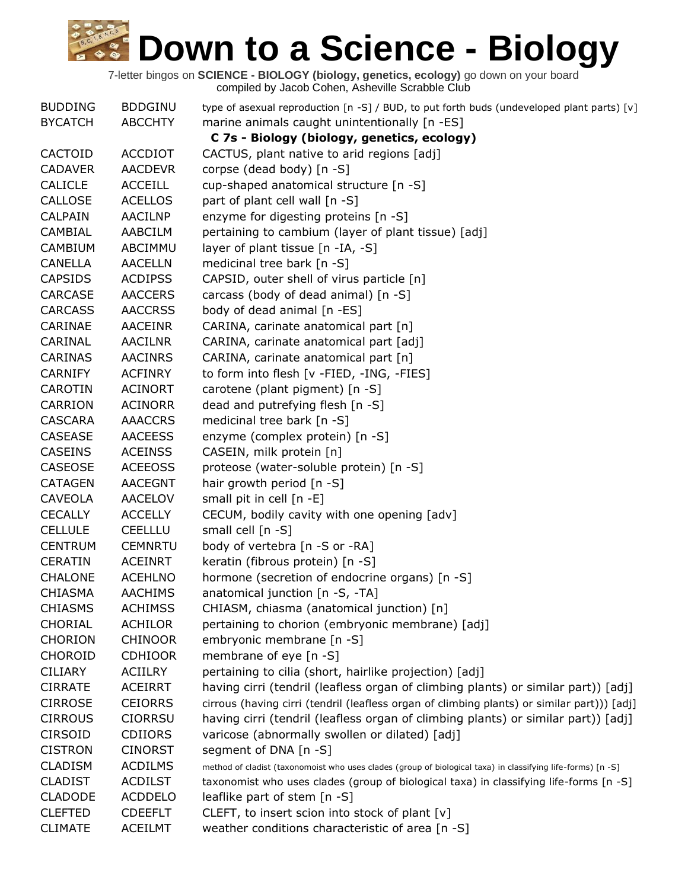# Down to a Science - Biology

7-letter bingos on **SCIENCE - BIOLOGY (biology, genetics, ecology)** go down on your board
compiled by Jacob Cohen, Asheville Scrabble Club

| | | |
|---|---|---|
| BUDDING | BDDGINU | type of asexual reproduction [n -S] / BUD, to put forth buds (undeveloped plant parts) [v] |
| BYCATCH | ABCCHTY | marine animals caught unintentionally [n -ES] |
| | | **C 7s - Biology (biology, genetics, ecology)** |
| CACTOID | ACCDIOT | CACTUS, plant native to arid regions [adj] |
| CADAVER | AACDEVR | corpse (dead body) [n -S] |
| CALICLE | ACCEILL | cup-shaped anatomical structure [n -S] |
| CALLOSE | ACELLOS | part of plant cell wall [n -S] |
| CALPAIN | AACILNP | enzyme for digesting proteins [n -S] |
| CAMBIAL | AABCILM | pertaining to cambium (layer of plant tissue) [adj] |
| CAMBIUM | ABCIMMU | layer of plant tissue [n -IA, -S] |
| CANELLA | AACELLN | medicinal tree bark [n -S] |
| CAPSIDS | ACDIPSS | CAPSID, outer shell of virus particle [n] |
| CARCASE | AACCERS | carcass (body of dead animal) [n -S] |
| CARCASS | AACCRSS | body of dead animal [n -ES] |
| CARINAE | AACEINR | CARINA, carinate anatomical part [n] |
| CARINAL | AACILNR | CARINA, carinate anatomical part [adj] |
| CARINAS | AACINRS | CARINA, carinate anatomical part [n] |
| CARNIFY | ACFINRY | to form into flesh [v -FIED, -ING, -FIES] |
| CAROTIN | ACINORT | carotene (plant pigment) [n -S] |
| CARRION | ACINORR | dead and putrefying flesh [n -S] |
| CASCARA | AAACCRS | medicinal tree bark [n -S] |
| CASEASE | AACEESS | enzyme (complex protein) [n -S] |
| CASEINS | ACEINSS | CASEIN, milk protein [n] |
| CASEOSE | ACEEOSS | proteose (water-soluble protein) [n -S] |
| CATAGEN | AACEGNT | hair growth period [n -S] |
| CAVEOLA | AACELOV | small pit in cell [n -E] |
| CECALLY | ACCELLY | CECUM, bodily cavity with one opening [adv] |
| CELLULE | CEELLLU | small cell [n -S] |
| CENTRUM | CEMNRTU | body of vertebra [n -S or -RA] |
| CERATIN | ACEINRT | keratin (fibrous protein) [n -S] |
| CHALONE | ACEHLNO | hormone (secretion of endocrine organs) [n -S] |
| CHIASMA | AACHIMS | anatomical junction [n -S, -TA] |
| CHIASMS | ACHIMSS | CHIASM, chiasma (anatomical junction) [n] |
| CHORIAL | ACHILOR | pertaining to chorion (embryonic membrane) [adj] |
| CHORION | CHINOOR | embryonic membrane [n -S] |
| CHOROID | CDHIOOR | membrane of eye [n -S] |
| CILIARY | ACIILRY | pertaining to cilia (short, hairlike projection) [adj] |
| CIRRATE | ACEIRRT | having cirri (tendril (leafless organ of climbing plants) or similar part)) [adj] |
| CIRROSE | CEIORRS | cirrous (having cirri (tendril (leafless organ of climbing plants) or similar part))) [adj] |
| CIRROUS | CIORRSU | having cirri (tendril (leafless organ of climbing plants) or similar part)) [adj] |
| CIRSOID | CDIIORS | varicose (abnormally swollen or dilated) [adj] |
| CISTRON | CINORST | segment of DNA [n -S] |
| CLADISM | ACDILMS | method of cladist (taxonomoist who uses clades (group of biological taxa) in classifying life-forms) [n -S] |
| CLADIST | ACDILST | taxonomist who uses clades (group of biological taxa) in classifying life-forms [n -S] |
| CLADODE | ACDDELO | leaflike part of stem [n -S] |
| CLEFTED | CDEEFLT | CLEFT, to insert scion into stock of plant [v] |
| CLIMATE | ACEILMT | weather conditions characteristic of area [n -S] |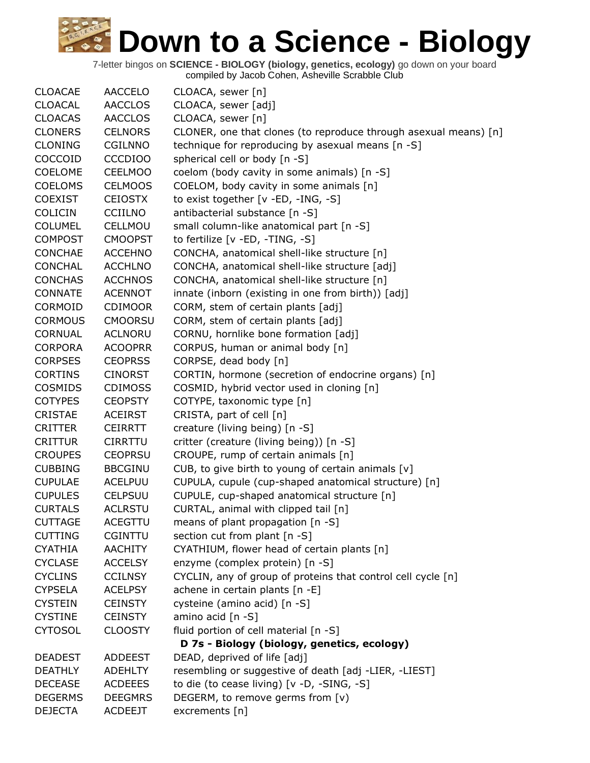# Down to a Science - Biology

7-letter bingos on **SCIENCE - BIOLOGY (biology, genetics, ecology)** go down on your board
compiled by Jacob Cohen, Asheville Scrabble Club

| | | |
|---|---|---|
| CLOACAE | AACCELO | CLOACA, sewer [n] |
| CLOACAL | AACCLOS | CLOACA, sewer [adj] |
| CLOACAS | AACCLOS | CLOACA, sewer [n] |
| CLONERS | CELNORS | CLONER, one that clones (to reproduce through asexual means) [n] |
| CLONING | CGILNNO | technique for reproducing by asexual means [n -S] |
| COCCOID | CCCDIOO | spherical cell or body [n -S] |
| COELOME | CEELMOO | coelom (body cavity in some animals) [n -S] |
| COELOMS | CELMOOS | COELOM, body cavity in some animals [n] |
| COEXIST | CEIOSTX | to exist together [v -ED, -ING, -S] |
| COLICIN | CCIILNO | antibacterial substance [n -S] |
| COLUMEL | CELLMOU | small column-like anatomical part [n -S] |
| COMPOST | CMOOPST | to fertilize [v -ED, -TING, -S] |
| CONCHAE | ACCEHNO | CONCHA, anatomical shell-like structure [n] |
| CONCHAL | ACCHLNO | CONCHA, anatomical shell-like structure [adj] |
| CONCHAS | ACCHNOS | CONCHA, anatomical shell-like structure [n] |
| CONNATE | ACENNOT | innate (inborn (existing in one from birth)) [adj] |
| CORMOID | CDIMOOR | CORM, stem of certain plants [adj] |
| CORMOUS | CMOORSU | CORM, stem of certain plants [adj] |
| CORNUAL | ACLNORU | CORNU, hornlike bone formation [adj] |
| CORPORA | ACOOPRR | CORPUS, human or animal body [n] |
| CORPSES | CEOPRSS | CORPSE, dead body [n] |
| CORTINS | CINORST | CORTIN, hormone (secretion of endocrine organs) [n] |
| COSMIDS | CDIMOSS | COSMID, hybrid vector used in cloning [n] |
| COTYPES | CEOPSTY | COTYPE, taxonomic type [n] |
| CRISTAE | ACEIRST | CRISTA, part of cell [n] |
| CRITTER | CEIRRTT | creature (living being) [n -S] |
| CRITTUR | CIRRTTU | critter (creature (living being)) [n -S] |
| CROUPES | CEOPRSU | CROUPE, rump of certain animals [n] |
| CUBBING | BBCGINU | CUB, to give birth to young of certain animals [v] |
| CUPULAE | ACELPUU | CUPULA, cupule (cup-shaped anatomical structure) [n] |
| CUPULES | CELPSUU | CUPULE, cup-shaped anatomical structure [n] |
| CURTALS | ACLRSTU | CURTAL, animal with clipped tail [n] |
| CUTTAGE | ACEGTTU | means of plant propagation [n -S] |
| CUTTING | CGINTTU | section cut from plant [n -S] |
| CYATHIA | AACHITY | CYATHIUM, flower head of certain plants [n] |
| CYCLASE | ACCELSY | enzyme (complex protein) [n -S] |
| CYCLINS | CCILNSY | CYCLIN, any of group of proteins that control cell cycle [n] |
| CYPSELA | ACELPSY | achene in certain plants [n -E] |
| CYSTEIN | CEINSTY | cysteine (amino acid) [n -S] |
| CYSTINE | CEINSTY | amino acid [n -S] |
| CYTOSOL | CLOOSTY | fluid portion of cell material [n -S] |

**D 7s - Biology (biology, genetics, ecology)**

| | | |
|---|---|---|
| DEADEST | ADDEEST | DEAD, deprived of life [adj] |
| DEATHLY | ADEHLTY | resembling or suggestive of death [adj -LIER, -LIEST] |
| DECEASE | ACDEEES | to die (to cease living) [v -D, -SING, -S] |
| DEGERMS | DEEGMRS | DEGERM, to remove germs from [v] |
| DEJECTA | ACDEEJT | excrements [n] |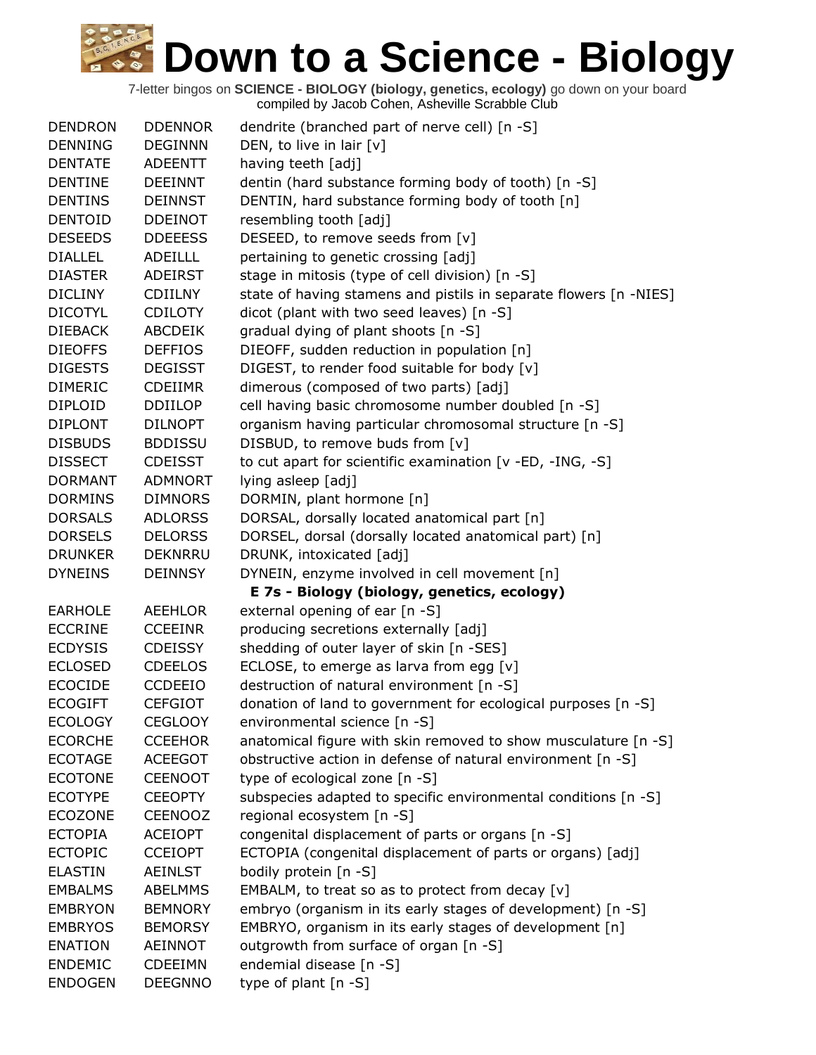# Down to a Science - Biology

7-letter bingos on **SCIENCE - BIOLOGY (biology, genetics, ecology)** go down on your board
compiled by Jacob Cohen, Asheville Scrabble Club

| | | |
|---|---|---|
| DENDRON | DDENNOR | dendrite (branched part of nerve cell) [n -S] |
| DENNING | DEGINNN | DEN, to live in lair [v] |
| DENTATE | ADEENTT | having teeth [adj] |
| DENTINE | DEEINNT | dentin (hard substance forming body of tooth) [n -S] |
| DENTINS | DEINNST | DENTIN, hard substance forming body of tooth [n] |
| DENTOID | DDEINOT | resembling tooth [adj] |
| DESEEDS | DDEEESS | DESEED, to remove seeds from [v] |
| DIALLEL | ADEILLL | pertaining to genetic crossing [adj] |
| DIASTER | ADEIRST | stage in mitosis (type of cell division) [n -S] |
| DICLINY | CDIILNY | state of having stamens and pistils in separate flowers [n -NIES] |
| DICOTYL | CDILOTY | dicot (plant with two seed leaves) [n -S] |
| DIEBACK | ABCDEIK | gradual dying of plant shoots [n -S] |
| DIEOFFS | DEFFIOS | DIEOFF, sudden reduction in population [n] |
| DIGESTS | DEGISST | DIGEST, to render food suitable for body [v] |
| DIMERIC | CDEIIMR | dimerous (composed of two parts) [adj] |
| DIPLOID | DDIILOP | cell having basic chromosome number doubled [n -S] |
| DIPLONT | DILNOPT | organism having particular chromosomal structure [n -S] |
| DISBUDS | BDDISSU | DISBUD, to remove buds from [v] |
| DISSECT | CDEISST | to cut apart for scientific examination [v -ED, -ING, -S] |
| DORMANT | ADMNORT | lying asleep [adj] |
| DORMINS | DIMNORS | DORMIN, plant hormone [n] |
| DORSALS | ADLORSS | DORSAL, dorsally located anatomical part [n] |
| DORSELS | DELORSS | DORSEL, dorsal (dorsally located anatomical part) [n] |
| DRUNKER | DEKNRRU | DRUNK, intoxicated [adj] |
| DYNEINS | DEINNSY | DYNEIN, enzyme involved in cell movement [n] |
| | | **E 7s - Biology (biology, genetics, ecology)** |
| EARHOLE | AEEHLOR | external opening of ear [n -S] |
| ECCRINE | CCEEINR | producing secretions externally [adj] |
| ECDYSIS | CDEISSY | shedding of outer layer of skin [n -SES] |
| ECLOSED | CDEELOS | ECLOSE, to emerge as larva from egg [v] |
| ECOCIDE | CCDEEIO | destruction of natural environment [n -S] |
| ECOGIFT | CEFGIOT | donation of land to government for ecological purposes [n -S] |
| ECOLOGY | CEGLOOY | environmental science [n -S] |
| ECORCHE | CCEEHOR | anatomical figure with skin removed to show musculature [n -S] |
| ECOTAGE | ACEEGOT | obstructive action in defense of natural environment [n -S] |
| ECOTONE | CEENOOT | type of ecological zone [n -S] |
| ECOTYPE | CEEOPTY | subspecies adapted to specific environmental conditions [n -S] |
| ECOZONE | CEENOOZ | regional ecosystem [n -S] |
| ECTOPIA | ACEIOPT | congenital displacement of parts or organs [n -S] |
| ECTOPIC | CCEIOPT | ECTOPIA (congenital displacement of parts or organs) [adj] |
| ELASTIN | AEINLST | bodily protein [n -S] |
| EMBALMS | ABELMMS | EMBALM, to treat so as to protect from decay [v] |
| EMBRYON | BEMNORY | embryo (organism in its early stages of development) [n -S] |
| EMBRYOS | BEMORSY | EMBRYO, organism in its early stages of development [n] |
| ENATION | AEINNOT | outgrowth from surface of organ [n -S] |
| ENDEMIC | CDEEIMN | endemial disease [n -S] |
| ENDOGEN | DEEGNNO | type of plant [n -S] |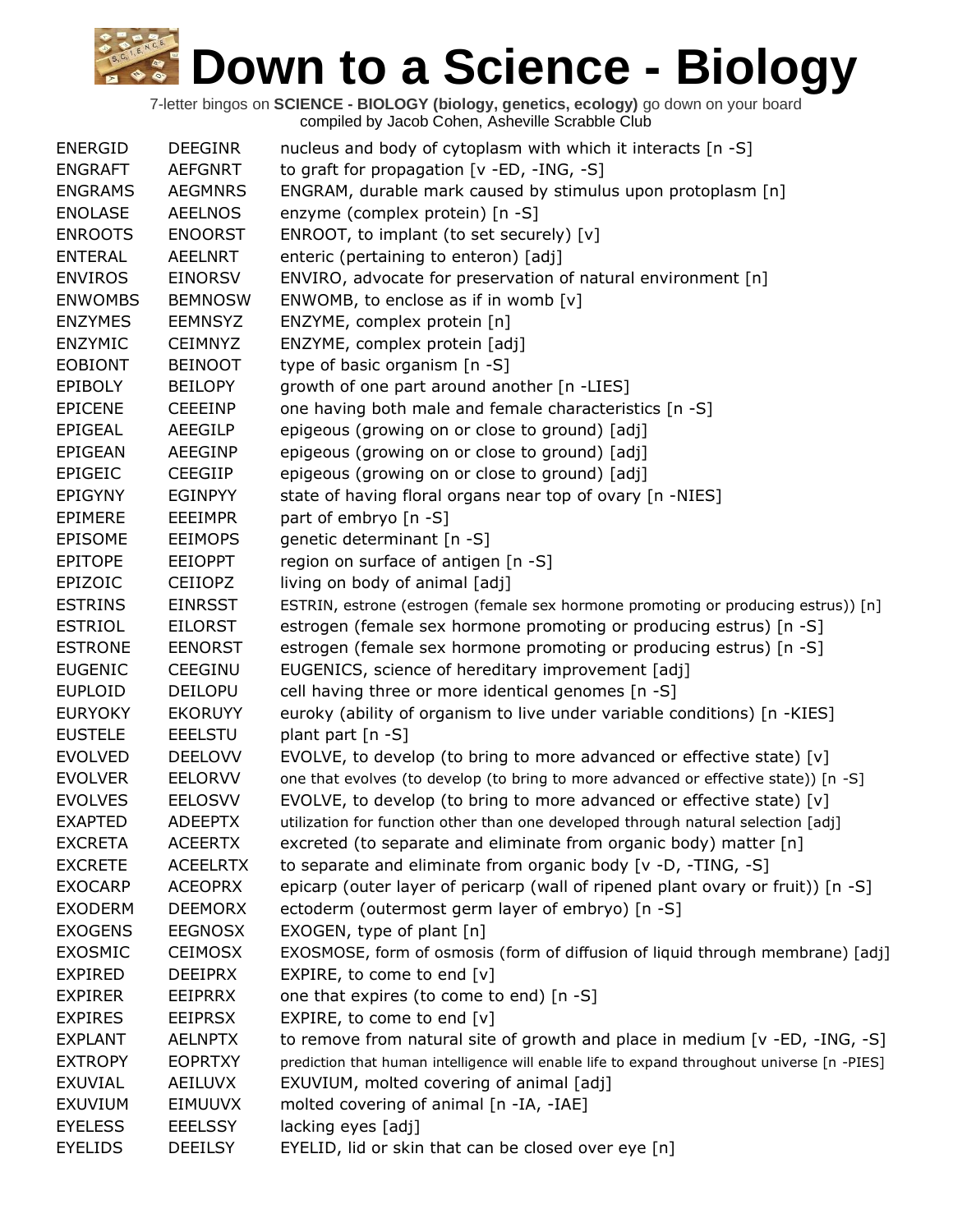# Down to a Science - Biology

7-letter bingos on **SCIENCE - BIOLOGY (biology, genetics, ecology)** go down on your board
compiled by Jacob Cohen, Asheville Scrabble Club

| | | |
|---|---|---|
| ENERGID | DEEGINR | nucleus and body of cytoplasm with which it interacts [n -S] |
| ENGRAFT | AEFGNRT | to graft for propagation [v -ED, -ING, -S] |
| ENGRAMS | AEGMNRS | ENGRAM, durable mark caused by stimulus upon protoplasm [n] |
| ENOLASE | AEELNOS | enzyme (complex protein) [n -S] |
| ENROOTS | ENOORST | ENROOT, to implant (to set securely) [v] |
| ENTERAL | AEELNRT | enteric (pertaining to enteron) [adj] |
| ENVIROS | EINORSV | ENVIRO, advocate for preservation of natural environment [n] |
| ENWOMBS | BEMNOSW | ENWOMB, to enclose as if in womb [v] |
| ENZYMES | EEMNSYZ | ENZYME, complex protein [n] |
| ENZYMIC | CEIMNYZ | ENZYME, complex protein [adj] |
| EOBIONT | BEINOOT | type of basic organism [n -S] |
| EPIBOLY | BEILOPY | growth of one part around another [n -LIES] |
| EPICENE | CEEEINP | one having both male and female characteristics [n -S] |
| EPIGEAL | AEEGILP | epigeous (growing on or close to ground) [adj] |
| EPIGEAN | AEEGINP | epigeous (growing on or close to ground) [adj] |
| EPIGEIC | CEEGIIP | epigeous (growing on or close to ground) [adj] |
| EPIGYNY | EGINPYY | state of having floral organs near top of ovary [n -NIES] |
| EPIMERE | EEEIMPR | part of embryo [n -S] |
| EPISOME | EEIMOPS | genetic determinant [n -S] |
| EPITOPE | EEIOPPT | region on surface of antigen [n -S] |
| EPIZOIC | CEIIOPZ | living on body of animal [adj] |
| ESTRINS | EINRSST | ESTRIN, estrone (estrogen (female sex hormone promoting or producing estrus)) [n] |
| ESTRIOL | EILORST | estrogen (female sex hormone promoting or producing estrus) [n -S] |
| ESTRONE | EENORST | estrogen (female sex hormone promoting or producing estrus) [n -S] |
| EUGENIC | CEEGINU | EUGENICS, science of hereditary improvement [adj] |
| EUPLOID | DEILOPU | cell having three or more identical genomes [n -S] |
| EURYOKY | EKORUYY | euroky (ability of organism to live under variable conditions) [n -KIES] |
| EUSTELE | EEELSTU | plant part [n -S] |
| EVOLVED | DEELOVV | EVOLVE, to develop (to bring to more advanced or effective state) [v] |
| EVOLVER | EELORVV | one that evolves (to develop (to bring to more advanced or effective state)) [n -S] |
| EVOLVES | EELOSVV | EVOLVE, to develop (to bring to more advanced or effective state) [v] |
| EXAPTED | ADEEPTX | utilization for function other than one developed through natural selection [adj] |
| EXCRETA | ACEERTX | excreted (to separate and eliminate from organic body) matter [n] |
| EXCRETE | ACEELRTX | to separate and eliminate from organic body [v -D, -TING, -S] |
| EXOCARP | ACEOPRX | epicarp (outer layer of pericarp (wall of ripened plant ovary or fruit)) [n -S] |
| EXODERM | DEEMORX | ectoderm (outermost germ layer of embryo) [n -S] |
| EXOGENS | EEGNOSX | EXOGEN, type of plant [n] |
| EXOSMIC | CEIMOSX | EXOSMOSE, form of osmosis (form of diffusion of liquid through membrane) [adj] |
| EXPIRED | DEEIPRX | EXPIRE, to come to end [v] |
| EXPIRER | EEIPRRX | one that expires (to come to end) [n -S] |
| EXPIRES | EEIPRSX | EXPIRE, to come to end [v] |
| EXPLANT | AELNPTX | to remove from natural site of growth and place in medium [v -ED, -ING, -S] |
| EXTROPY | EOPRTXY | prediction that human intelligence will enable life to expand throughout universe [n -PIES] |
| EXUVIAL | AEILUVX | EXUVIUM, molted covering of animal [adj] |
| EXUVIUM | EIMUUVX | molted covering of animal [n -IA, -IAE] |
| EYELESS | EEELSSY | lacking eyes [adj] |
| EYELIDS | DEEILSY | EYELID, lid or skin that can be closed over eye [n] |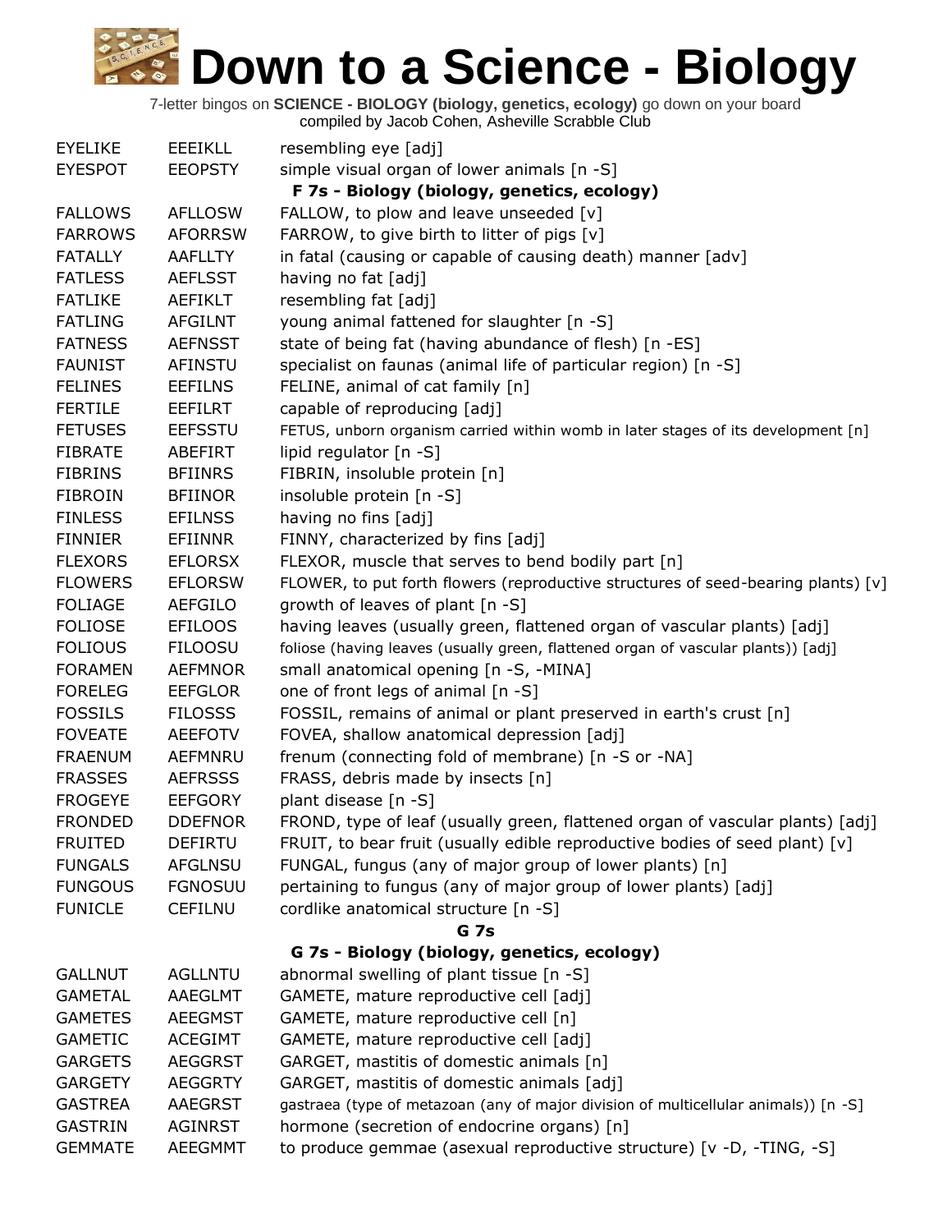# Down to a Science - Biology

7-letter bingos on **SCIENCE - BIOLOGY (biology, genetics, ecology)** go down on your board
compiled by Jacob Cohen, Asheville Scrabble Club

| | | |
|---|---|---|
| EYELIKE | EEEIKLL | resembling eye [adj] |
| EYESPOT | EEOPSTY | simple visual organ of lower animals [n -S] |
| | | **F 7s - Biology (biology, genetics, ecology)** |
| FALLOWS | AFLLOSW | FALLOW, to plow and leave unseeded [v] |
| FARROWS | AFORRSW | FARROW, to give birth to litter of pigs [v] |
| FATALLY | AAFLLTY | in fatal (causing or capable of causing death) manner [adv] |
| FATLESS | AEFLSST | having no fat [adj] |
| FATLIKE | AEFIKLT | resembling fat [adj] |
| FATLING | AFGILNT | young animal fattened for slaughter [n -S] |
| FATNESS | AEFNSST | state of being fat (having abundance of flesh) [n -ES] |
| FAUNIST | AFINSTU | specialist on faunas (animal life of particular region) [n -S] |
| FELINES | EEFILNS | FELINE, animal of cat family [n] |
| FERTILE | EEFILRT | capable of reproducing [adj] |
| FETUSES | EEFSSTU | FETUS, unborn organism carried within womb in later stages of its development [n] |
| FIBRATE | ABEFIRT | lipid regulator [n -S] |
| FIBRINS | BFIINRS | FIBRIN, insoluble protein [n] |
| FIBROIN | BFIINOR | insoluble protein [n -S] |
| FINLESS | EFILNSS | having no fins [adj] |
| FINNIER | EFIINNR | FINNY, characterized by fins [adj] |
| FLEXORS | EFLORSX | FLEXOR, muscle that serves to bend bodily part [n] |
| FLOWERS | EFLORSW | FLOWER, to put forth flowers (reproductive structures of seed-bearing plants) [v] |
| FOLIAGE | AEFGILO | growth of leaves of plant [n -S] |
| FOLIOSE | EFILOOS | having leaves (usually green, flattened organ of vascular plants) [adj] |
| FOLIOUS | FILOOSU | foliose (having leaves (usually green, flattened organ of vascular plants)) [adj] |
| FORAMEN | AEFMNOR | small anatomical opening [n -S, -MINA] |
| FORELEG | EEFGLOR | one of front legs of animal [n -S] |
| FOSSILS | FILOSSS | FOSSIL, remains of animal or plant preserved in earth's crust [n] |
| FOVEATE | AEEFOTV | FOVEA, shallow anatomical depression [adj] |
| FRAENUM | AEFMNRU | frenum (connecting fold of membrane) [n -S or -NA] |
| FRASSES | AEFRSSS | FRASS, debris made by insects [n] |
| FROGEYE | EEFGORY | plant disease [n -S] |
| FRONDED | DDEFNOR | FROND, type of leaf (usually green, flattened organ of vascular plants) [adj] |
| FRUITED | DEFIRTU | FRUIT, to bear fruit (usually edible reproductive bodies of seed plant) [v] |
| FUNGALS | AFGLNSU | FUNGAL, fungus (any of major group of lower plants) [n] |
| FUNGOUS | FGNOSUU | pertaining to fungus (any of major group of lower plants) [adj] |
| FUNICLE | CEFILNU | cordlike anatomical structure [n -S] |
| | | **G 7s** |
| | | **G 7s - Biology (biology, genetics, ecology)** |
| GALLNUT | AGLLNTU | abnormal swelling of plant tissue [n -S] |
| GAMETAL | AAEGLMT | GAMETE, mature reproductive cell [adj] |
| GAMETES | AEEGMST | GAMETE, mature reproductive cell [n] |
| GAMETIC | ACEGIMT | GAMETE, mature reproductive cell [adj] |
| GARGETS | AEGGRST | GARGET, mastitis of domestic animals [n] |
| GARGETY | AEGGRTY | GARGET, mastitis of domestic animals [adj] |
| GASTREA | AAEGRST | gastraea (type of metazoan (any of major division of multicellular animals)) [n -S] |
| GASTRIN | AGINRST | hormone (secretion of endocrine organs) [n] |
| GEMMATE | AEEGMMT | to produce gemmae (asexual reproductive structure) [v -D, -TING, -S] |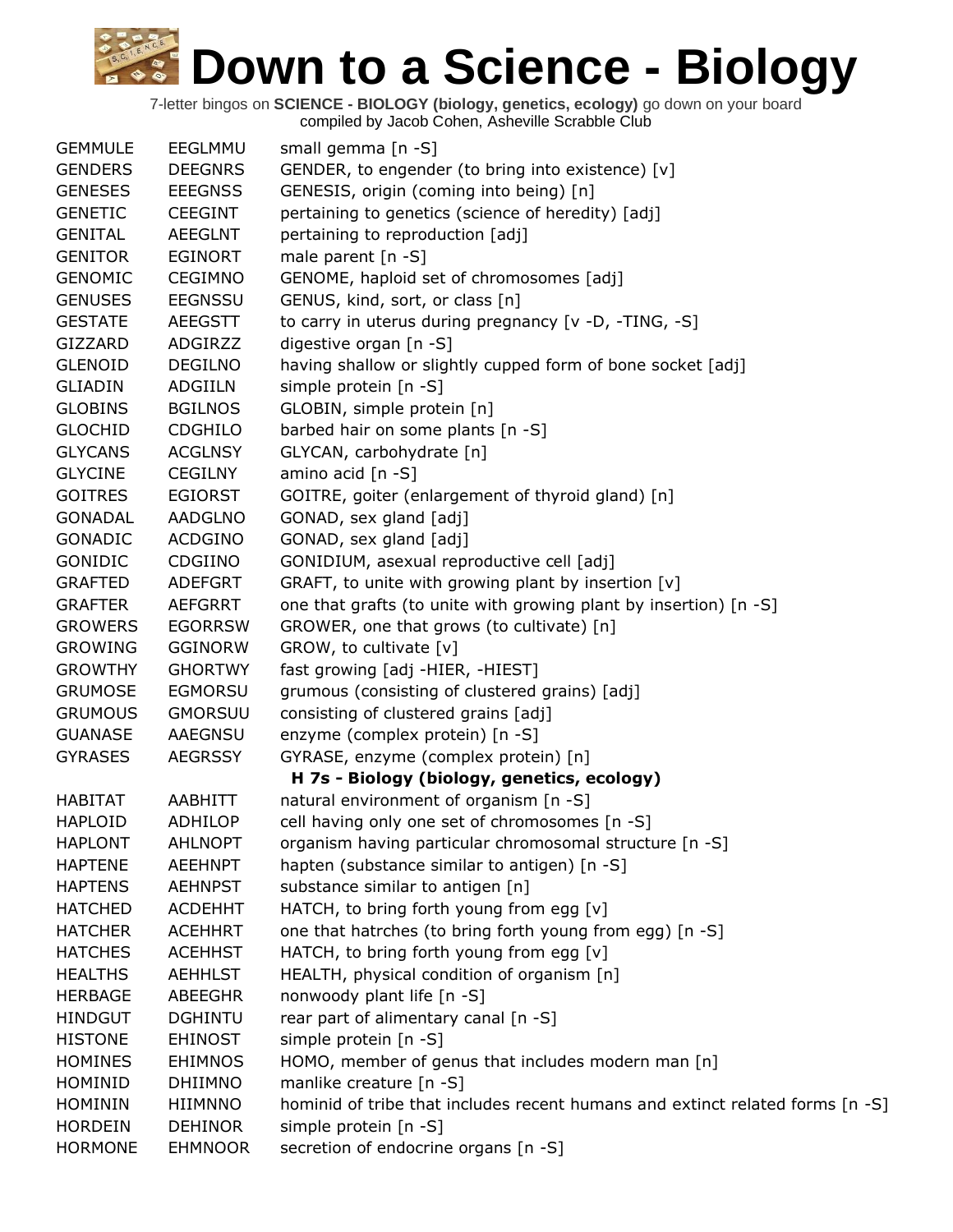# Down to a Science - Biology

7-letter bingos on **SCIENCE - BIOLOGY (biology, genetics, ecology)** go down on your board
compiled by Jacob Cohen, Asheville Scrabble Club

| | | |
|---|---|---|
| GEMMULE | EEGLMMU | small gemma [n -S] |
| GENDERS | DEEGNRS | GENDER, to engender (to bring into existence) [v] |
| GENESES | EEEGNSS | GENESIS, origin (coming into being) [n] |
| GENETIC | CEEGINT | pertaining to genetics (science of heredity) [adj] |
| GENITAL | AEEGLNT | pertaining to reproduction [adj] |
| GENITOR | EGINORT | male parent [n -S] |
| GENOMIC | CEGIMNO | GENOME, haploid set of chromosomes [adj] |
| GENUSES | EEGNSSU | GENUS, kind, sort, or class [n] |
| GESTATE | AEEGSTT | to carry in uterus during pregnancy [v -D, -TING, -S] |
| GIZZARD | ADGIRZZ | digestive organ [n -S] |
| GLENOID | DEGILNO | having shallow or slightly cupped form of bone socket [adj] |
| GLIADIN | ADGIILN | simple protein [n -S] |
| GLOBINS | BGILNOS | GLOBIN, simple protein [n] |
| GLOCHID | CDGHILO | barbed hair on some plants [n -S] |
| GLYCANS | ACGLNSY | GLYCAN, carbohydrate [n] |
| GLYCINE | CEGILNY | amino acid [n -S] |
| GOITRES | EGIORST | GOITRE, goiter (enlargement of thyroid gland) [n] |
| GONADAL | AADGLNO | GONAD, sex gland [adj] |
| GONADIC | ACDGINO | GONAD, sex gland [adj] |
| GONIDIC | CDGIINO | GONIDIUM, asexual reproductive cell [adj] |
| GRAFTED | ADEFGRT | GRAFT, to unite with growing plant by insertion [v] |
| GRAFTER | AEFGRRT | one that grafts (to unite with growing plant by insertion) [n -S] |
| GROWERS | EGORRSW | GROWER, one that grows (to cultivate) [n] |
| GROWING | GGINORW | GROW, to cultivate [v] |
| GROWTHY | GHORTWY | fast growing [adj -HIER, -HIEST] |
| GRUMOSE | EGMORSU | grumous (consisting of clustered grains) [adj] |
| GRUMOUS | GMORSUU | consisting of clustered grains [adj] |
| GUANASE | AAEGNSU | enzyme (complex protein) [n -S] |
| GYRASES | AEGRSSY | GYRASE, enzyme (complex protein) [n] |
| | | **H 7s - Biology (biology, genetics, ecology)** |
| HABITAT | AABHITT | natural environment of organism [n -S] |
| HAPLOID | ADHILOP | cell having only one set of chromosomes [n -S] |
| HAPLONT | AHLNOPT | organism having particular chromosomal structure [n -S] |
| HAPTENE | AEEHNPT | hapten (substance similar to antigen) [n -S] |
| HAPTENS | AEHNPST | substance similar to antigen [n] |
| HATCHED | ACDEHHT | HATCH, to bring forth young from egg [v] |
| HATCHER | ACEHHRT | one that hatrches (to bring forth young from egg) [n -S] |
| HATCHES | ACEHHST | HATCH, to bring forth young from egg [v] |
| HEALTHS | AEHHLST | HEALTH, physical condition of organism [n] |
| HERBAGE | ABEEGHR | nonwoody plant life [n -S] |
| HINDGUT | DGHINTU | rear part of alimentary canal [n -S] |
| HISTONE | EHINOST | simple protein [n -S] |
| HOMINES | EHIMNOS | HOMO, member of genus that includes modern man [n] |
| HOMINID | DHIIMNO | manlike creature [n -S] |
| HOMININ | HIIMNNO | hominid of tribe that includes recent humans and extinct related forms [n -S] |
| HORDEIN | DEHINOR | simple protein [n -S] |
| HORMONE | EHMNOOR | secretion of endocrine organs [n -S] |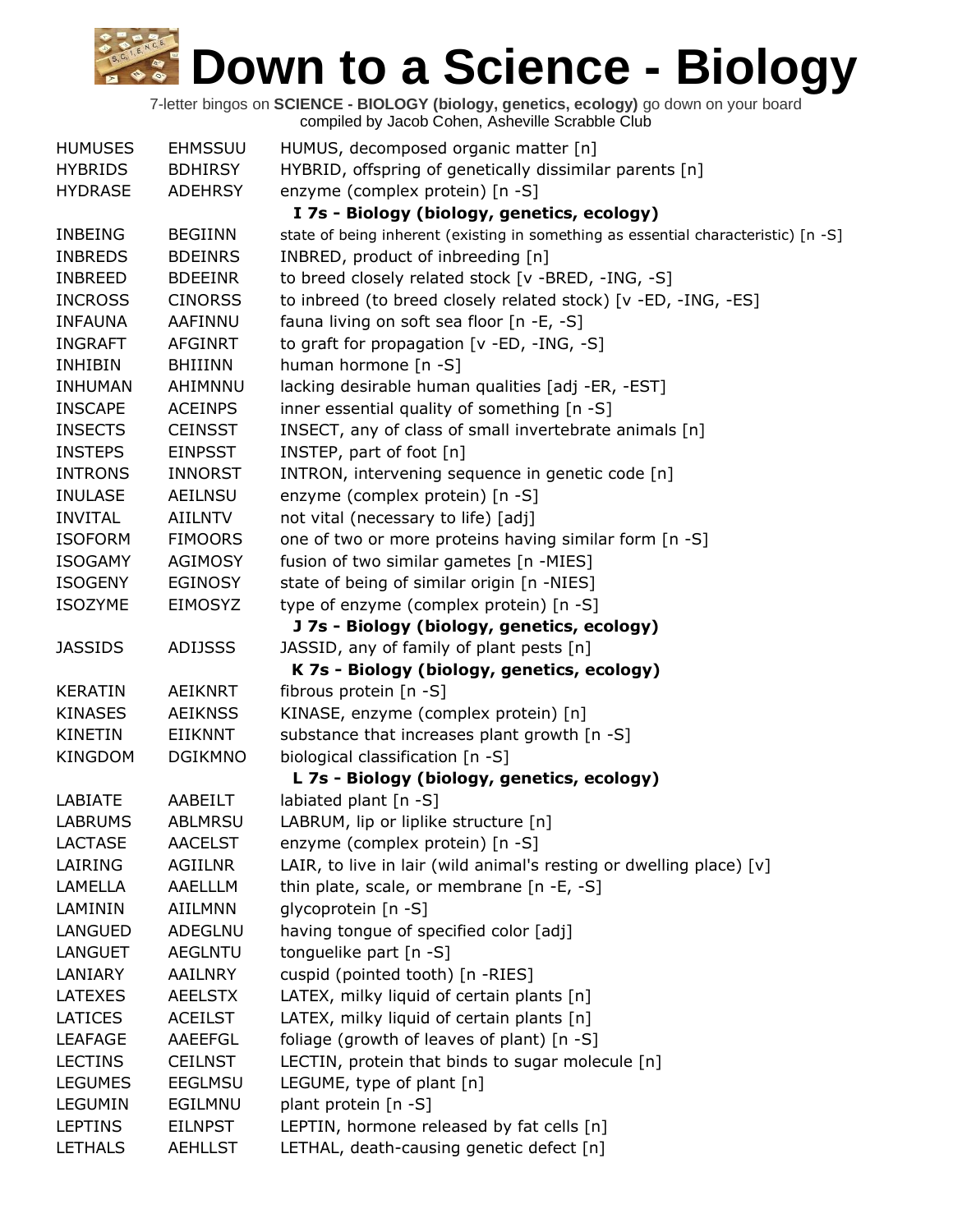# Down to a Science - Biology

7-letter bingos on **SCIENCE - BIOLOGY (biology, genetics, ecology)** go down on your board
compiled by Jacob Cohen, Asheville Scrabble Club

| | | |
|---|---|---|
| HUMUSES | EHMSSUU | HUMUS, decomposed organic matter [n] |
| HYBRIDS | BDHIRSY | HYBRID, offspring of genetically dissimilar parents [n] |
| HYDRASE | ADEHRSY | enzyme (complex protein) [n -S] |
| | | **I 7s - Biology (biology, genetics, ecology)** |
| INBEING | BEGIINN | state of being inherent (existing in something as essential characteristic) [n -S] |
| INBREDS | BDEINRS | INBRED, product of inbreeding [n] |
| INBREED | BDEEINR | to breed closely related stock [v -BRED, -ING, -S] |
| INCROSS | CINORSS | to inbreed (to breed closely related stock) [v -ED, -ING, -ES] |
| INFAUNA | AAFINNU | fauna living on soft sea floor [n -E, -S] |
| INGRAFT | AFGINRT | to graft for propagation [v -ED, -ING, -S] |
| INHIBIN | BHIIINN | human hormone [n -S] |
| INHUMAN | AHIMNNU | lacking desirable human qualities [adj -ER, -EST] |
| INSCAPE | ACEINPS | inner essential quality of something [n -S] |
| INSECTS | CEINSST | INSECT, any of class of small invertebrate animals [n] |
| INSTEPS | EINPSST | INSTEP, part of foot [n] |
| INTRONS | INNORST | INTRON, intervening sequence in genetic code [n] |
| INULASE | AEILNSU | enzyme (complex protein) [n -S] |
| INVITAL | AIILNTV | not vital (necessary to life) [adj] |
| ISOFORM | FIMOORS | one of two or more proteins having similar form [n -S] |
| ISOGAMY | AGIMOSY | fusion of two similar gametes [n -MIES] |
| ISOGENY | EGINOSY | state of being of similar origin [n -NIES] |
| ISOZYME | EIMOSYZ | type of enzyme (complex protein) [n -S] |
| | | **J 7s - Biology (biology, genetics, ecology)** |
| JASSIDS | ADIJSSS | JASSID, any of family of plant pests [n] |
| | | **K 7s - Biology (biology, genetics, ecology)** |
| KERATIN | AEIKNRT | fibrous protein [n -S] |
| KINASES | AEIKNSS | KINASE, enzyme (complex protein) [n] |
| KINETIN | EIIKNNT | substance that increases plant growth [n -S] |
| KINGDOM | DGIKMNO | biological classification [n -S] |
| | | **L 7s - Biology (biology, genetics, ecology)** |
| LABIATE | AABEILT | labiated plant [n -S] |
| LABRUMS | ABLMRSU | LABRUM, lip or liplike structure [n] |
| LACTASE | AACELST | enzyme (complex protein) [n -S] |
| LAIRING | AGIILNR | LAIR, to live in lair (wild animal's resting or dwelling place) [v] |
| LAMELLA | AAELLLM | thin plate, scale, or membrane [n -E, -S] |
| LAMININ | AIILMNN | glycoprotein [n -S] |
| LANGUED | ADEGLNU | having tongue of specified color [adj] |
| LANGUET | AEGLNTU | tonguelike part [n -S] |
| LANIARY | AAILNRY | cuspid (pointed tooth) [n -RIES] |
| LATEXES | AEELSTX | LATEX, milky liquid of certain plants [n] |
| LATICES | ACEILST | LATEX, milky liquid of certain plants [n] |
| LEAFAGE | AAEEFGL | foliage (growth of leaves of plant) [n -S] |
| LECTINS | CEILNST | LECTIN, protein that binds to sugar molecule [n] |
| LEGUMES | EEGLMSU | LEGUME, type of plant [n] |
| LEGUMIN | EGILMNU | plant protein [n -S] |
| LEPTINS | EILNPST | LEPTIN, hormone released by fat cells [n] |
| LETHALS | AEHLLST | LETHAL, death-causing genetic defect [n] |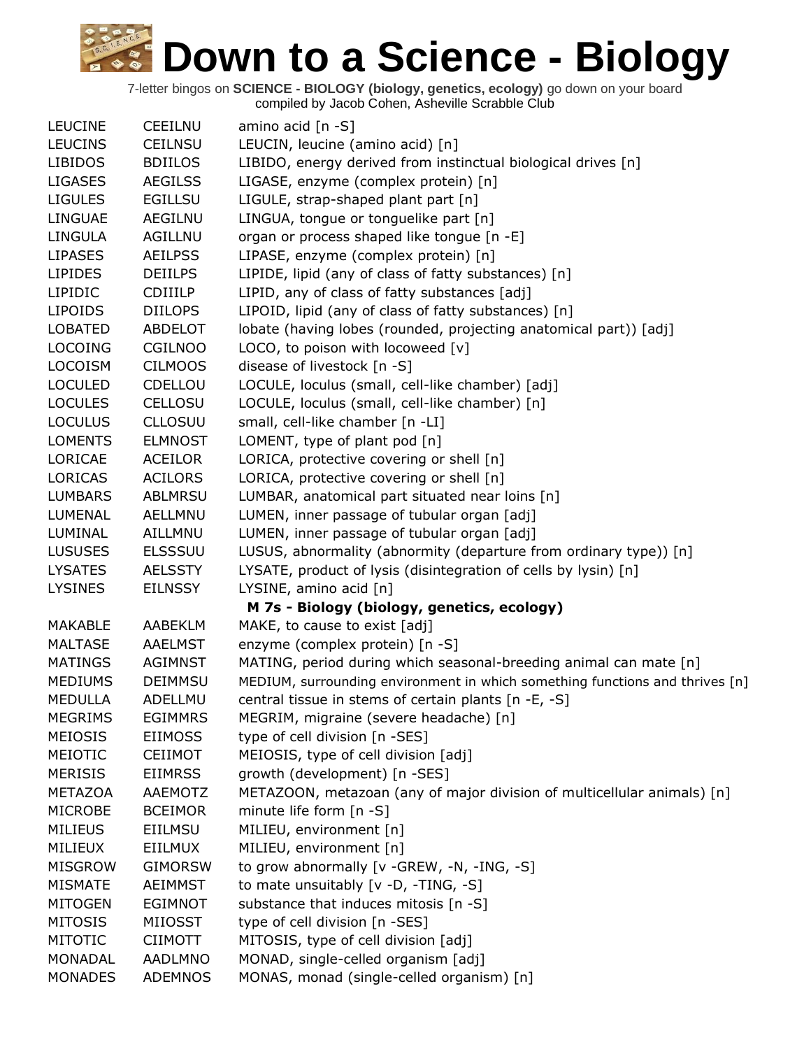# Down to a Science - Biology

7-letter bingos on **SCIENCE - BIOLOGY (biology, genetics, ecology)** go down on your board
compiled by Jacob Cohen, Asheville Scrabble Club

| | | |
|---|---|---|
| LEUCINE | CEEILNU | amino acid [n -S] |
| LEUCINS | CEILNSU | LEUCIN, leucine (amino acid) [n] |
| LIBIDOS | BDIILOS | LIBIDO, energy derived from instinctual biological drives [n] |
| LIGASES | AEGILSS | LIGASE, enzyme (complex protein) [n] |
| LIGULES | EGILLSU | LIGULE, strap-shaped plant part [n] |
| LINGUAE | AEGILNU | LINGUA, tongue or tonguelike part [n] |
| LINGULA | AGILLNU | organ or process shaped like tongue [n -E] |
| LIPASES | AEILPSS | LIPASE, enzyme (complex protein) [n] |
| LIPIDES | DEIILPS | LIPIDE, lipid (any of class of fatty substances) [n] |
| LIPIDIC | CDIIILP | LIPID, any of class of fatty substances [adj] |
| LIPOIDS | DIILOPS | LIPOID, lipid (any of class of fatty substances) [n] |
| LOBATED | ABDELOT | lobate (having lobes (rounded, projecting anatomical part)) [adj] |
| LOCOING | CGILNOO | LOCO, to poison with locoweed [v] |
| LOCOISM | CILMOOS | disease of livestock [n -S] |
| LOCULED | CDELLOU | LOCULE, loculus (small, cell-like chamber) [adj] |
| LOCULES | CELLOSU | LOCULE, loculus (small, cell-like chamber) [n] |
| LOCULUS | CLLOSUU | small, cell-like chamber [n -LI] |
| LOMENTS | ELMNOST | LOMENT, type of plant pod [n] |
| LORICAE | ACEILOR | LORICA, protective covering or shell [n] |
| LORICAS | ACILORS | LORICA, protective covering or shell [n] |
| LUMBARS | ABLMRSU | LUMBAR, anatomical part situated near loins [n] |
| LUMENAL | AELLMNU | LUMEN, inner passage of tubular organ [adj] |
| LUMINAL | AILLMNU | LUMEN, inner passage of tubular organ [adj] |
| LUSUSES | ELSSSUU | LUSUS, abnormality (abnormity (departure from ordinary type)) [n] |
| LYSATES | AELSSTY | LYSATE, product of lysis (disintegration of cells by lysin) [n] |
| LYSINES | EILNSSY | LYSINE, amino acid [n] |
| | | **M 7s - Biology (biology, genetics, ecology)** |
| MAKABLE | AABEKLM | MAKE, to cause to exist [adj] |
| MALTASE | AAELMST | enzyme (complex protein) [n -S] |
| MATINGS | AGIMNST | MATING, period during which seasonal-breeding animal can mate [n] |
| MEDIUMS | DEIMMSU | MEDIUM, surrounding environment in which something functions and thrives [n] |
| MEDULLA | ADELLMU | central tissue in stems of certain plants [n -E, -S] |
| MEGRIMS | EGIMMRS | MEGRIM, migraine (severe headache) [n] |
| MEIOSIS | EIIMOSS | type of cell division [n -SES] |
| MEIOTIC | CEIIMOT | MEIOSIS, type of cell division [adj] |
| MERISIS | EIIMRSS | growth (development) [n -SES] |
| METAZOA | AAEMOTZ | METAZOON, metazoan (any of major division of multicellular animals) [n] |
| MICROBE | BCEIMOR | minute life form [n -S] |
| MILIEUS | EIILMSU | MILIEU, environment [n] |
| MILIEUX | EIILMUX | MILIEU, environment [n] |
| MISGROW | GIMORSW | to grow abnormally [v -GREW, -N, -ING, -S] |
| MISMATE | AEIMMST | to mate unsuitably [v -D, -TING, -S] |
| MITOGEN | EGIMNOT | substance that induces mitosis [n -S] |
| MITOSIS | MIIOSST | type of cell division [n -SES] |
| MITOTIC | CIIMOTT | MITOSIS, type of cell division [adj] |
| MONADAL | AADLMNO | MONAD, single-celled organism [adj] |
| MONADES | ADEMNOS | MONAS, monad (single-celled organism) [n] |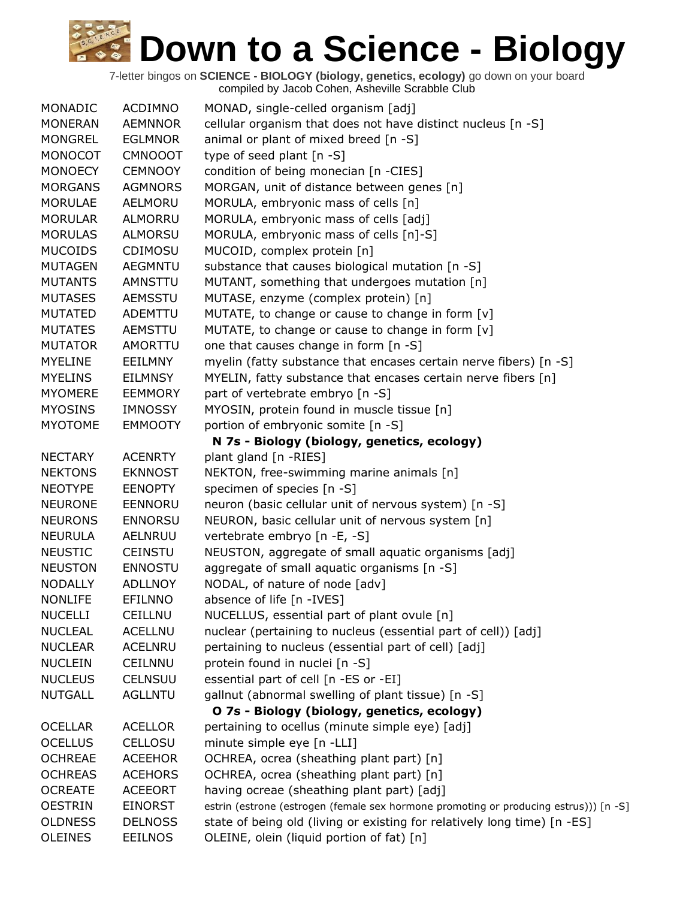# Down to a Science - Biology

7-letter bingos on **SCIENCE - BIOLOGY (biology, genetics, ecology)** go down on your board
compiled by Jacob Cohen, Asheville Scrabble Club

| | | |
|---|---|---|
| MONADIC | ACDIMNO | MONAD, single-celled organism [adj] |
| MONERAN | AEMNNOR | cellular organism that does not have distinct nucleus [n -S] |
| MONGREL | EGLMNOR | animal or plant of mixed breed [n -S] |
| MONOCOT | CMNOOOT | type of seed plant [n -S] |
| MONOECY | CEMNOOY | condition of being monecian [n -CIES] |
| MORGANS | AGMNORS | MORGAN, unit of distance between genes [n] |
| MORULAE | AELMORU | MORULA, embryonic mass of cells [n] |
| MORULAR | ALMORRU | MORULA, embryonic mass of cells [adj] |
| MORULAS | ALMORSU | MORULA, embryonic mass of cells [n]-S] |
| MUCOIDS | CDIMOSU | MUCOID, complex protein [n] |
| MUTAGEN | AEGMNTU | substance that causes biological mutation [n -S] |
| MUTANTS | AMNSTTU | MUTANT, something that undergoes mutation [n] |
| MUTASES | AEMSSTU | MUTASE, enzyme (complex protein) [n] |
| MUTATED | ADEMTTU | MUTATE, to change or cause to change in form [v] |
| MUTATES | AEMSTTU | MUTATE, to change or cause to change in form [v] |
| MUTATOR | AMORTTU | one that causes change in form [n -S] |
| MYELINE | EEILMNY | myelin (fatty substance that encases certain nerve fibers) [n -S] |
| MYELINS | EILMNSY | MYELIN, fatty substance that encases certain nerve fibers [n] |
| MYOMERE | EEMMORY | part of vertebrate embryo [n -S] |
| MYOSINS | IMNOSSY | MYOSIN, protein found in muscle tissue [n] |
| MYOTOME | EMMOOTY | portion of embryonic somite [n -S] |

**N 7s - Biology (biology, genetics, ecology)**

| | | |
|---|---|---|
| NECTARY | ACENRTY | plant gland [n -RIES] |
| NEKTONS | EKNNOST | NEKTON, free-swimming marine animals [n] |
| NEOTYPE | EENOPTY | specimen of species [n -S] |
| NEURONE | EENNORU | neuron (basic cellular unit of nervous system) [n -S] |
| NEURONS | ENNORSU | NEURON, basic cellular unit of nervous system [n] |
| NEURULA | AELNRUU | vertebrate embryo [n -E, -S] |
| NEUSTIC | CEINSTU | NEUSTON, aggregate of small aquatic organisms [adj] |
| NEUSTON | ENNOSTU | aggregate of small aquatic organisms [n -S] |
| NODALLY | ADLLNOY | NODAL, of nature of node [adv] |
| NONLIFE | EFILNNO | absence of life [n -IVES] |
| NUCELLI | CEILLNU | NUCELLUS, essential part of plant ovule [n] |
| NUCLEAL | ACELLNU | nuclear (pertaining to nucleus (essential part of cell)) [adj] |
| NUCLEAR | ACELNRU | pertaining to nucleus (essential part of cell) [adj] |
| NUCLEIN | CEILNNU | protein found in nuclei [n -S] |
| NUCLEUS | CELNSUU | essential part of cell [n -ES or -EI] |
| NUTGALL | AGLLNTU | gallnut (abnormal swelling of plant tissue) [n -S] |

**O 7s - Biology (biology, genetics, ecology)**

| | | |
|---|---|---|
| OCELLAR | ACELLOR | pertaining to ocellus (minute simple eye) [adj] |
| OCELLUS | CELLOSU | minute simple eye [n -LLI] |
| OCHREAE | ACEEHOR | OCHREA, ocrea (sheathing plant part) [n] |
| OCHREAS | ACEHORS | OCHREA, ocrea (sheathing plant part) [n] |
| OCREATE | ACEEORT | having ocreae (sheathing plant part) [adj] |
| OESTRIN | EINORST | estrin (estrone (estrogen (female sex hormone promoting or producing estrus))) [n -S] |
| OLDNESS | DELNOSS | state of being old (living or existing for relatively long time) [n -ES] |
| OLEINES | EEILNOS | OLEINE, olein (liquid portion of fat) [n] |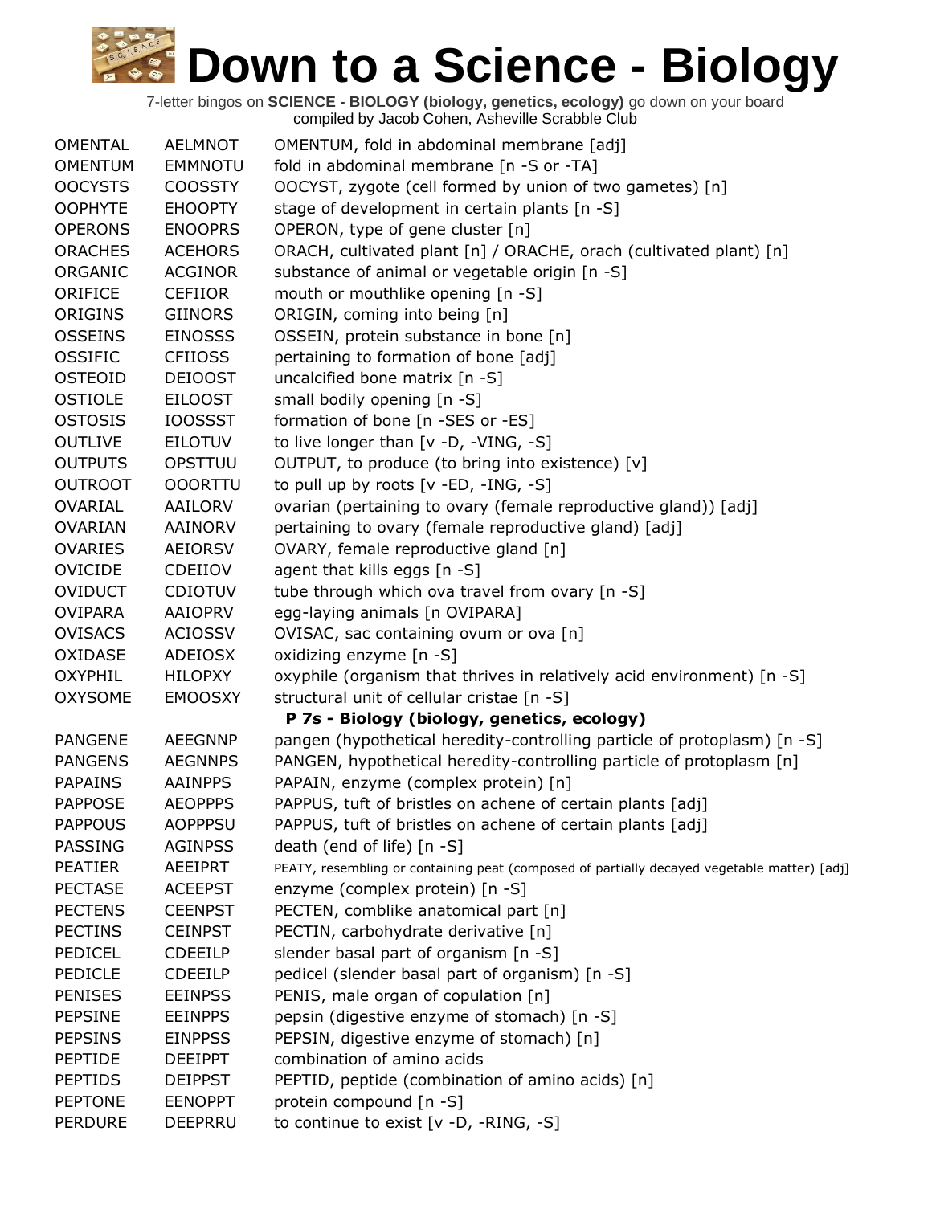# Down to a Science - Biology

7-letter bingos on **SCIENCE - BIOLOGY (biology, genetics, ecology)** go down on your board
compiled by Jacob Cohen, Asheville Scrabble Club

| | | |
|---|---|---|
| OMENTAL | AELMNOT | OMENTUM, fold in abdominal membrane [adj] |
| OMENTUM | EMMNOTU | fold in abdominal membrane [n -S or -TA] |
| OOCYSTS | COOSSTY | OOCYST, zygote (cell formed by union of two gametes) [n] |
| OOPHYTE | EHOOPTY | stage of development in certain plants [n -S] |
| OPERONS | ENOOPRS | OPERON, type of gene cluster [n] |
| ORACHES | ACEHORS | ORACH, cultivated plant [n] / ORACHE, orach (cultivated plant) [n] |
| ORGANIC | ACGINOR | substance of animal or vegetable origin [n -S] |
| ORIFICE | CEFIIOR | mouth or mouthlike opening [n -S] |
| ORIGINS | GIINORS | ORIGIN, coming into being [n] |
| OSSEINS | EINOSSS | OSSEIN, protein substance in bone [n] |
| OSSIFIC | CFIIOSS | pertaining to formation of bone [adj] |
| OSTEOID | DEIOOST | uncalcified bone matrix [n -S] |
| OSTIOLE | EILOOST | small bodily opening [n -S] |
| OSTOSIS | IOOSSST | formation of bone [n -SES or -ES] |
| OUTLIVE | EILOTUV | to live longer than [v -D, -VING, -S] |
| OUTPUTS | OPSTTUU | OUTPUT, to produce (to bring into existence) [v] |
| OUTROOT | OOORTTU | to pull up by roots [v -ED, -ING, -S] |
| OVARIAL | AAILORV | ovarian (pertaining to ovary (female reproductive gland)) [adj] |
| OVARIAN | AAINORV | pertaining to ovary (female reproductive gland) [adj] |
| OVARIES | AEIORSV | OVARY, female reproductive gland [n] |
| OVICIDE | CDEIIOV | agent that kills eggs [n -S] |
| OVIDUCT | CDIOTUV | tube through which ova travel from ovary [n -S] |
| OVIPARA | AAIOPRV | egg-laying animals [n OVIPARA] |
| OVISACS | ACIOSSV | OVISAC, sac containing ovum or ova [n] |
| OXIDASE | ADEIOSX | oxidizing enzyme [n -S] |
| OXYPHIL | HILOPXY | oxyphile (organism that thrives in relatively acid environment) [n -S] |
| OXYSOME | EMOOSXY | structural unit of cellular cristae [n -S] |
| | | **P 7s - Biology (biology, genetics, ecology)** |
| PANGENE | AEEGNNP | pangen (hypothetical heredity-controlling particle of protoplasm) [n -S] |
| PANGENS | AEGNNPS | PANGEN, hypothetical heredity-controlling particle of protoplasm [n] |
| PAPAINS | AAINPPS | PAPAIN, enzyme (complex protein) [n] |
| PAPPOSE | AEOPPPS | PAPPUS, tuft of bristles on achene of certain plants [adj] |
| PAPPOUS | AOPPPSU | PAPPUS, tuft of bristles on achene of certain plants [adj] |
| PASSING | AGINPSS | death (end of life) [n -S] |
| PEATIER | AEEIPRT | PEATY, resembling or containing peat (composed of partially decayed vegetable matter) [adj] |
| PECTASE | ACEEPST | enzyme (complex protein) [n -S] |
| PECTENS | CEENPST | PECTEN, comblike anatomical part [n] |
| PECTINS | CEINPST | PECTIN, carbohydrate derivative [n] |
| PEDICEL | CDEEILP | slender basal part of organism [n -S] |
| PEDICLE | CDEEILP | pedicel (slender basal part of organism) [n -S] |
| PENISES | EEINPSS | PENIS, male organ of copulation [n] |
| PEPSINE | EEINPPS | pepsin (digestive enzyme of stomach) [n -S] |
| PEPSINS | EINPPSS | PEPSIN, digestive enzyme of stomach) [n] |
| PEPTIDE | DEEIPPT | combination of amino acids |
| PEPTIDS | DEIPPST | PEPTID, peptide (combination of amino acids) [n] |
| PEPTONE | EENOPPT | protein compound [n -S] |
| PERDURE | DEEPRRU | to continue to exist [v -D, -RING, -S] |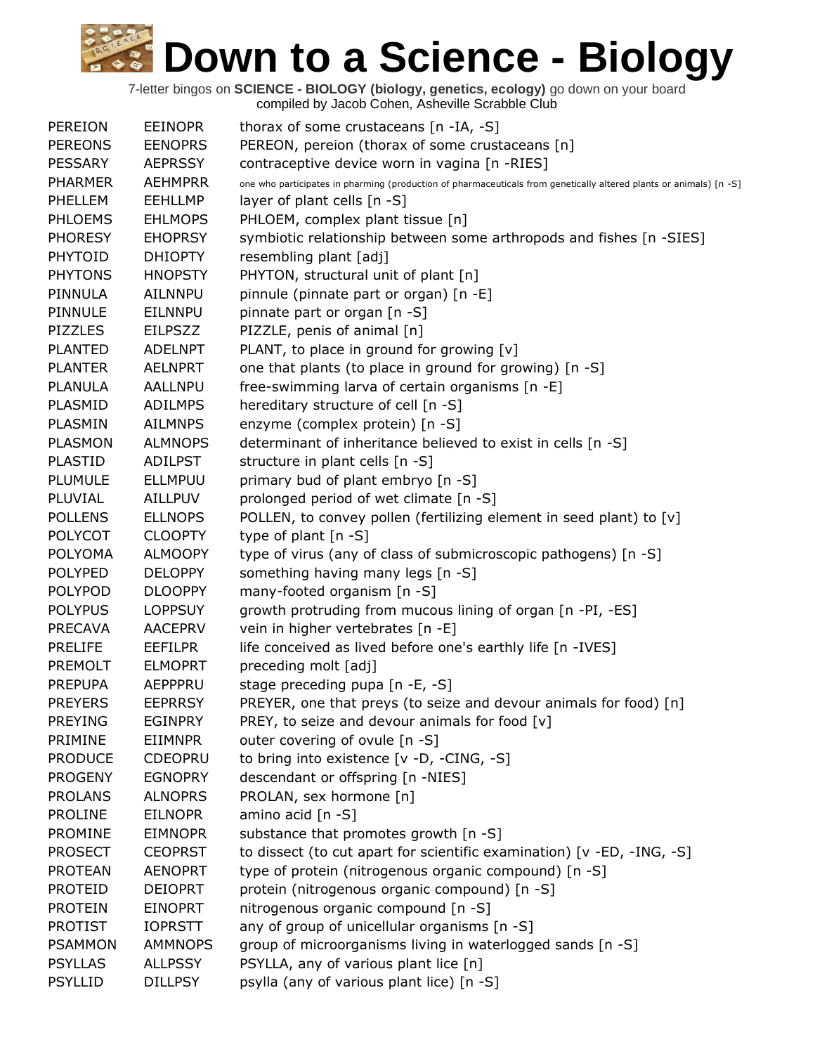# Down to a Science - Biology

7-letter bingos on **SCIENCE - BIOLOGY (biology, genetics, ecology)** go down on your board
compiled by Jacob Cohen, Asheville Scrabble Club

| | | |
|---|---|---|
| PEREION | EEINOPR | thorax of some crustaceans [n -IA, -S] |
| PEREONS | EENOPRS | PEREON, pereion (thorax of some crustaceans [n] |
| PESSARY | AEPRSSY | contraceptive device worn in vagina [n -RIES] |
| PHARMER | AEHMPRR | one who participates in pharming (production of pharmaceuticals from genetically altered plants or animals) [n -S] |
| PHELLEM | EEHLLMP | layer of plant cells [n -S] |
| PHLOEMS | EHLMOPS | PHLOEM, complex plant tissue [n] |
| PHORESY | EHOPRSY | symbiotic relationship between some arthropods and fishes [n -SIES] |
| PHYTOID | DHIOPTY | resembling plant [adj] |
| PHYTONS | HNOPSTY | PHYTON, structural unit of plant [n] |
| PINNULA | AILNNPU | pinnule (pinnate part or organ) [n -E] |
| PINNULE | EILNNPU | pinnate part or organ [n -S] |
| PIZZLES | EILPSZZ | PIZZLE, penis of animal [n] |
| PLANTED | ADELNPT | PLANT, to place in ground for growing [v] |
| PLANTER | AELNPRT | one that plants (to place in ground for growing) [n -S] |
| PLANULA | AALLNPU | free-swimming larva of certain organisms [n -E] |
| PLASMID | ADILMPS | hereditary structure of cell [n -S] |
| PLASMIN | AILMNPS | enzyme (complex protein) [n -S] |
| PLASMON | ALMNOPS | determinant of inheritance believed to exist in cells [n -S] |
| PLASTID | ADILPST | structure in plant cells [n -S] |
| PLUMULE | ELLMPUU | primary bud of plant embryo [n -S] |
| PLUVIAL | AILLPUV | prolonged period of wet climate [n -S] |
| POLLENS | ELLNOPS | POLLEN, to convey pollen (fertilizing element in seed plant) to [v] |
| POLYCOT | CLOOPTY | type of plant [n -S] |
| POLYOMA | ALMOOPY | type of virus (any of class of submicroscopic pathogens) [n -S] |
| POLYPED | DELOPPY | something having many legs [n -S] |
| POLYPOD | DLOOPPY | many-footed organism [n -S] |
| POLYPUS | LOPPSUY | growth protruding from mucous lining of organ [n -PI, -ES] |
| PRECAVA | AACEPRV | vein in higher vertebrates [n -E] |
| PRELIFE | EEFILPR | life conceived as lived before one's earthly life [n -IVES] |
| PREMOLT | ELMOPRT | preceding molt [adj] |
| PREPUPA | AEPPPRU | stage preceding pupa [n -E, -S] |
| PREYERS | EEPRRSY | PREYER, one that preys (to seize and devour animals for food) [n] |
| PREYING | EGINPRY | PREY, to seize and devour animals for food [v] |
| PRIMINE | EIIMNPR | outer covering of ovule [n -S] |
| PRODUCE | CDEOPRU | to bring into existence [v -D, -CING, -S] |
| PROGENY | EGNOPRY | descendant or offspring [n -NIES] |
| PROLANS | ALNOPRS | PROLAN, sex hormone [n] |
| PROLINE | EILNOPR | amino acid [n -S] |
| PROMINE | EIMNOPR | substance that promotes growth [n -S] |
| PROSECT | CEOPRST | to dissect (to cut apart for scientific examination) [v -ED, -ING, -S] |
| PROTEAN | AENOPRT | type of protein (nitrogenous organic compound) [n -S] |
| PROTEID | DEIOPRT | protein (nitrogenous organic compound) [n -S] |
| PROTEIN | EINOPRT | nitrogenous organic compound [n -S] |
| PROTIST | IOPRSTT | any of group of unicellular organisms [n -S] |
| PSAMMON | AMMNOPS | group of microorganisms living in waterlogged sands [n -S] |
| PSYLLAS | ALLPSSY | PSYLLA, any of various plant lice [n] |
| PSYLLID | DILLPSY | psylla (any of various plant lice) [n -S] |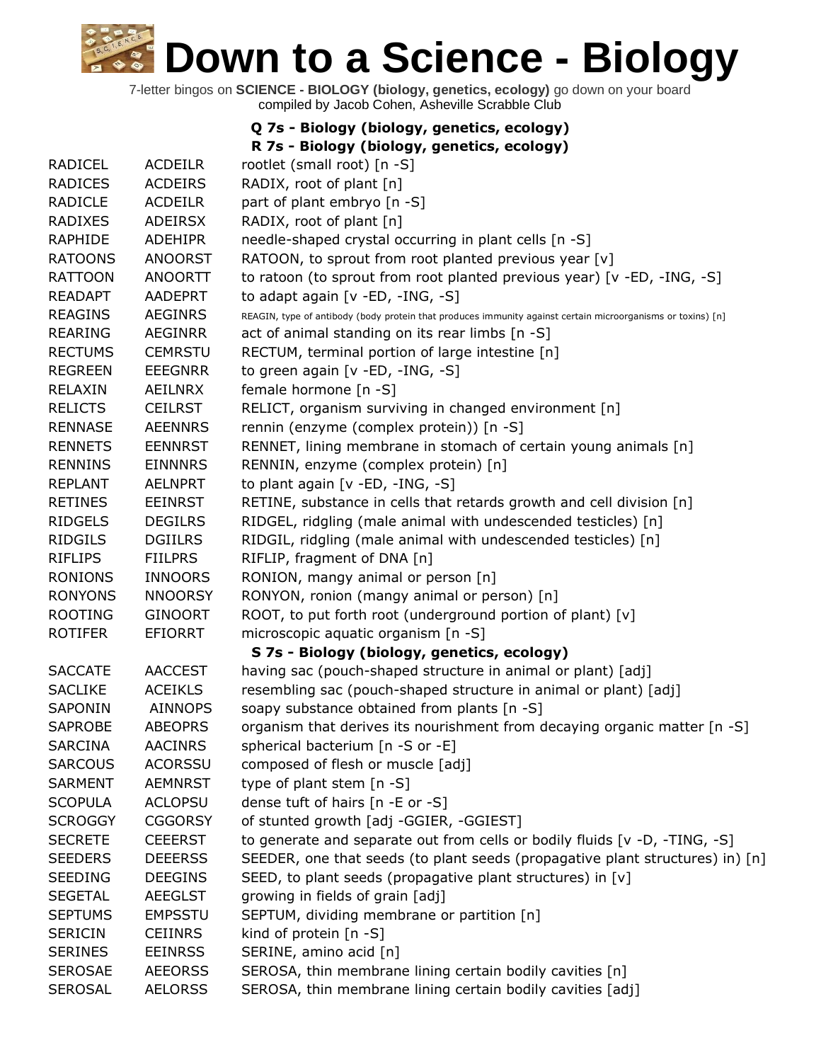# Down to a Science - Biology

7-letter bingos on **SCIENCE - BIOLOGY (biology, genetics, ecology)** go down on your board
compiled by Jacob Cohen, Asheville Scrabble Club

### Q 7s - Biology (biology, genetics, ecology)

### R 7s - Biology (biology, genetics, ecology)

| | | |
|---|---|---|
| RADICEL | ACDEILR | rootlet (small root) [n -S] |
| RADICES | ACDEIRS | RADIX, root of plant [n] |
| RADICLE | ACDEILR | part of plant embryo [n -S] |
| RADIXES | ADEIRSX | RADIX, root of plant [n] |
| RAPHIDE | ADEHIPR | needle-shaped crystal occurring in plant cells [n -S] |
| RATOONS | ANOORST | RATOON, to sprout from root planted previous year [v] |
| RATTOON | ANOORTT | to ratoon (to sprout from root planted previous year) [v -ED, -ING, -S] |
| READAPT | AADEPRT | to adapt again [v -ED, -ING, -S] |
| REAGINS | AEGINRS | REAGIN, type of antibody (body protein that produces immunity against certain microorganisms or toxins) [n] |
| REARING | AEGINRR | act of animal standing on its rear limbs [n -S] |
| RECTUMS | CEMRSTU | RECTUM, terminal portion of large intestine [n] |
| REGREEN | EEEGNRR | to green again [v -ED, -ING, -S] |
| RELAXIN | AEILNRX | female hormone [n -S] |
| RELICTS | CEILRST | RELICT, organism surviving in changed environment [n] |
| RENNASE | AEENNRS | rennin (enzyme (complex protein)) [n -S] |
| RENNETS | EENNRST | RENNET, lining membrane in stomach of certain young animals [n] |
| RENNINS | EINNNRS | RENNIN, enzyme (complex protein) [n] |
| REPLANT | AELNPRT | to plant again [v -ED, -ING, -S] |
| RETINES | EEINRST | RETINE, substance in cells that retards growth and cell division [n] |
| RIDGELS | DEGILRS | RIDGEL, ridgling (male animal with undescended testicles) [n] |
| RIDGILS | DGIILRS | RIDGIL, ridgling (male animal with undescended testicles) [n] |
| RIFLIPS | FIILPRS | RIFLIP, fragment of DNA [n] |
| RONIONS | INNOORS | RONION, mangy animal or person [n] |
| RONYONS | NNOORSY | RONYON, ronion (mangy animal or person) [n] |
| ROOTING | GINOORT | ROOT, to put forth root (underground portion of plant) [v] |
| ROTIFER | EFIORRT | microscopic aquatic organism [n -S] |

### S 7s - Biology (biology, genetics, ecology)

| | | |
|---|---|---|
| SACCATE | AACCEST | having sac (pouch-shaped structure in animal or plant) [adj] |
| SACLIKE | ACEIKLS | resembling sac (pouch-shaped structure in animal or plant) [adj] |
| SAPONIN | AINNOPS | soapy substance obtained from plants [n -S] |
| SAPROBE | ABEOPRS | organism that derives its nourishment from decaying organic matter [n -S] |
| SARCINA | AACINRS | spherical bacterium [n -S or -E] |
| SARCOUS | ACORSSU | composed of flesh or muscle [adj] |
| SARMENT | AEMNRST | type of plant stem [n -S] |
| SCOPULA | ACLOPSU | dense tuft of hairs [n -E or -S] |
| SCROGGY | CGGORSY | of stunted growth [adj -GGIER, -GGIEST] |
| SECRETE | CEEERST | to generate and separate out from cells or bodily fluids [v -D, -TING, -S] |
| SEEDERS | DEEERSS | SEEDER, one that seeds (to plant seeds (propagative plant structures) in) [n] |
| SEEDING | DEEGINS | SEED, to plant seeds (propagative plant structures) in [v] |
| SEGETAL | AEEGLST | growing in fields of grain [adj] |
| SEPTUMS | EMPSSTU | SEPTUM, dividing membrane or partition [n] |
| SERICIN | CEIINRS | kind of protein [n -S] |
| SERINES | EEINRSS | SERINE, amino acid [n] |
| SEROSAE | AEEORSS | SEROSA, thin membrane lining certain bodily cavities [n] |
| SEROSAL | AELORSS | SEROSA, thin membrane lining certain bodily cavities [adj] |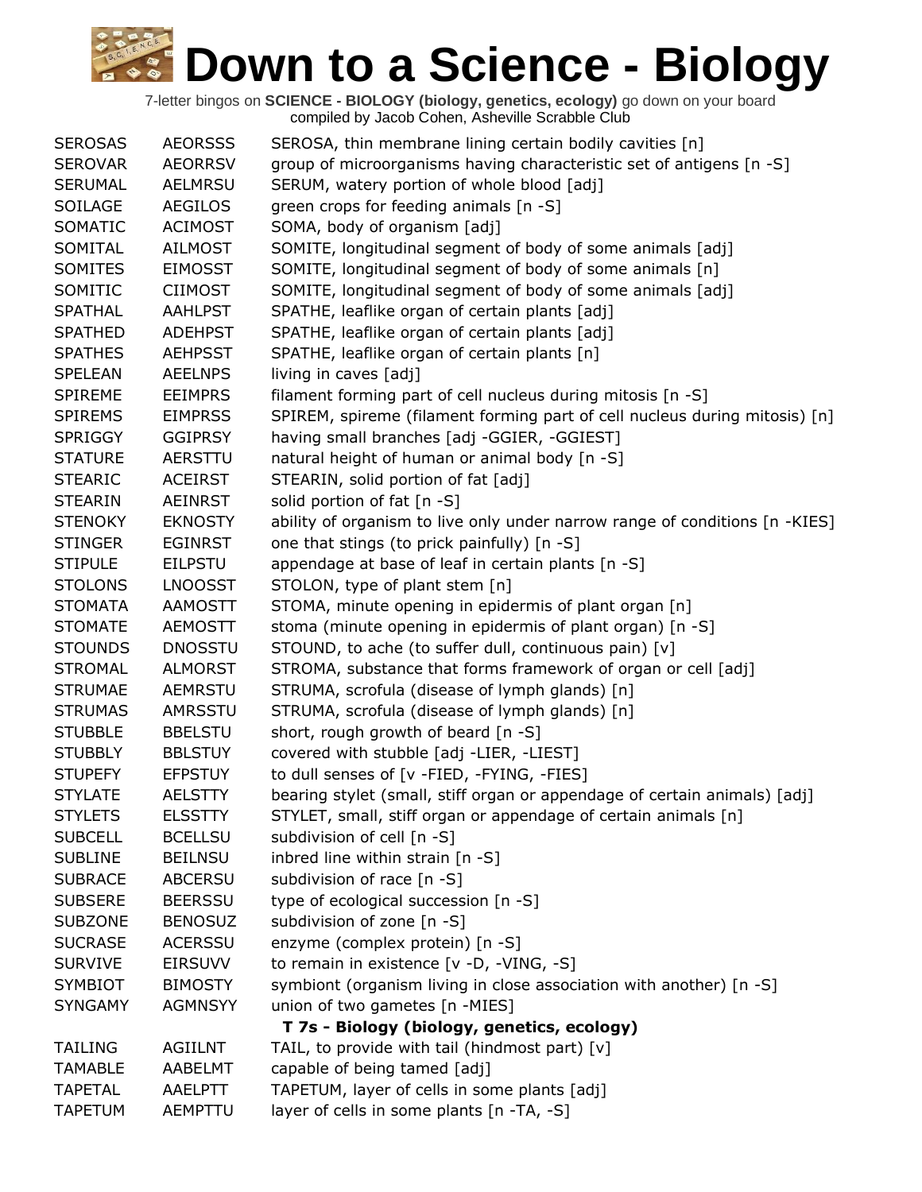# Down to a Science - Biology

7-letter bingos on **SCIENCE - BIOLOGY (biology, genetics, ecology)** go down on your board
compiled by Jacob Cohen, Asheville Scrabble Club

| | | |
|---|---|---|
| SEROSAS | AEORSSS | SEROSA, thin membrane lining certain bodily cavities [n] |
| SEROVAR | AEORRSV | group of microorganisms having characteristic set of antigens [n -S] |
| SERUMAL | AELMRSU | SERUM, watery portion of whole blood [adj] |
| SOILAGE | AEGILOS | green crops for feeding animals [n -S] |
| SOMATIC | ACIMOST | SOMA, body of organism [adj] |
| SOMITAL | AILMOST | SOMITE, longitudinal segment of body of some animals [adj] |
| SOMITES | EIMOSST | SOMITE, longitudinal segment of body of some animals [n] |
| SOMITIC | CIIMOST | SOMITE, longitudinal segment of body of some animals [adj] |
| SPATHAL | AAHLPST | SPATHE, leaflike organ of certain plants [adj] |
| SPATHED | ADEHPST | SPATHE, leaflike organ of certain plants [adj] |
| SPATHES | AEHPSST | SPATHE, leaflike organ of certain plants [n] |
| SPELEAN | AEELNPS | living in caves [adj] |
| SPIREME | EEIMPRS | filament forming part of cell nucleus during mitosis [n -S] |
| SPIREMS | EIMPRSS | SPIREM, spireme (filament forming part of cell nucleus during mitosis) [n] |
| SPRIGGY | GGIPRSY | having small branches [adj -GGIER, -GGIEST] |
| STATURE | AERSTTU | natural height of human or animal body [n -S] |
| STEARIC | ACEIRST | STEARIN, solid portion of fat [adj] |
| STEARIN | AEINRST | solid portion of fat [n -S] |
| STENOKY | EKNOSTY | ability of organism to live only under narrow range of conditions [n -KIES] |
| STINGER | EGINRST | one that stings (to prick painfully) [n -S] |
| STIPULE | EILPSTU | appendage at base of leaf in certain plants [n -S] |
| STOLONS | LNOOSST | STOLON, type of plant stem [n] |
| STOMATA | AAMOSTT | STOMA, minute opening in epidermis of plant organ [n] |
| STOMATE | AEMOSTT | stoma (minute opening in epidermis of plant organ) [n -S] |
| STOUNDS | DNOSSTU | STOUND, to ache (to suffer dull, continuous pain) [v] |
| STROMAL | ALMORST | STROMA, substance that forms framework of organ or cell [adj] |
| STRUMAE | AEMRSTU | STRUMA, scrofula (disease of lymph glands) [n] |
| STRUMAS | AMRSSTU | STRUMA, scrofula (disease of lymph glands) [n] |
| STUBBLE | BBELSTU | short, rough growth of beard [n -S] |
| STUBBLY | BBLSTUY | covered with stubble [adj -LIER, -LIEST] |
| STUPEFY | EFPSTUY | to dull senses of [v -FIED, -FYING, -FIES] |
| STYLATE | AELSTTY | bearing stylet (small, stiff organ or appendage of certain animals) [adj] |
| STYLETS | ELSSTTY | STYLET, small, stiff organ or appendage of certain animals [n] |
| SUBCELL | BCELLSU | subdivision of cell [n -S] |
| SUBLINE | BEILNSU | inbred line within strain [n -S] |
| SUBRACE | ABCERSU | subdivision of race [n -S] |
| SUBSERE | BEERSSU | type of ecological succession [n -S] |
| SUBZONE | BENOSUZ | subdivision of zone [n -S] |
| SUCRASE | ACERSSU | enzyme (complex protein) [n -S] |
| SURVIVE | EIRSUVV | to remain in existence [v -D, -VING, -S] |
| SYMBIOT | BIMOSTY | symbiont (organism living in close association with another) [n -S] |
| SYNGAMY | AGMNSYY | union of two gametes [n -MIES] |

**T 7s - Biology (biology, genetics, ecology)**

| | | |
|---|---|---|
| TAILING | AGIILNT | TAIL, to provide with tail (hindmost part) [v] |
| TAMABLE | AABELMT | capable of being tamed [adj] |
| TAPETAL | AAELPTT | TAPETUM, layer of cells in some plants [adj] |
| TAPETUM | AEMPTTU | layer of cells in some plants [n -TA, -S] |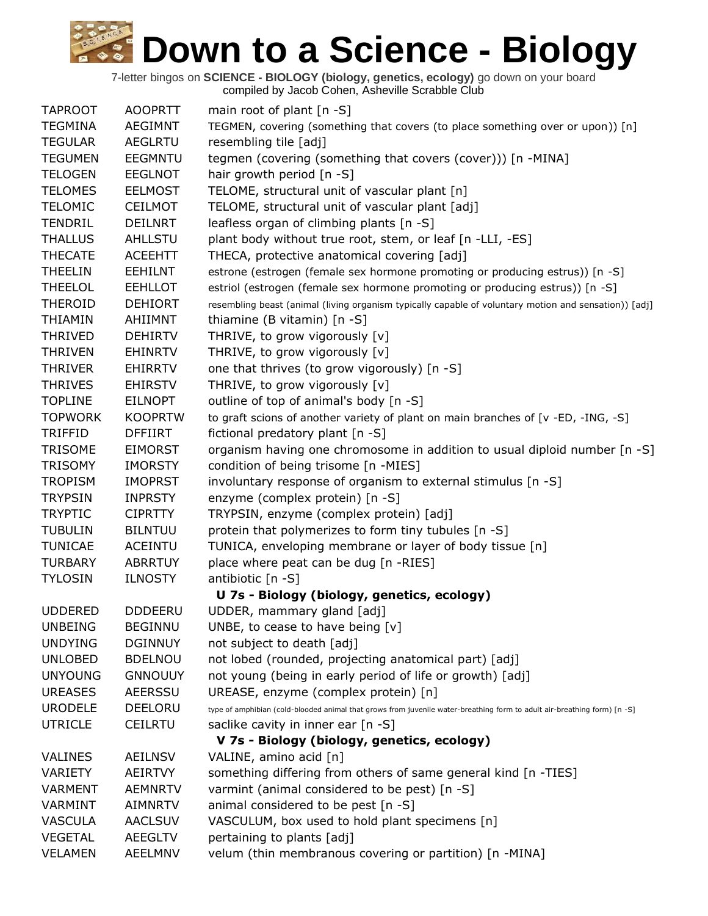# Down to a Science - Biology

7-letter bingos on **SCIENCE - BIOLOGY (biology, genetics, ecology)** go down on your board
compiled by Jacob Cohen, Asheville Scrabble Club

| | | |
|---|---|---|
| TAPROOT | AOOPRTT | main root of plant [n -S] |
| TEGMINA | AEGIMNT | TEGMEN, covering (something that covers (to place something over or upon)) [n] |
| TEGULAR | AEGLRTU | resembling tile [adj] |
| TEGUMEN | EEGMNTU | tegmen (covering (something that covers (cover))) [n -MINA] |
| TELOGEN | EEGLNOT | hair growth period [n -S] |
| TELOMES | EELMOST | TELOME, structural unit of vascular plant [n] |
| TELOMIC | CEILMOT | TELOME, structural unit of vascular plant [adj] |
| TENDRIL | DEILNRT | leafless organ of climbing plants [n -S] |
| THALLUS | AHLLSTU | plant body without true root, stem, or leaf [n -LLI, -ES] |
| THECATE | ACEEHTT | THECA, protective anatomical covering [adj] |
| THEELIN | EEHILNT | estrone (estrogen (female sex hormone promoting or producing estrus)) [n -S] |
| THEELOL | EEHLLOT | estriol (estrogen (female sex hormone promoting or producing estrus)) [n -S] |
| THEROID | DEHIORT | resembling beast (animal (living organism typically capable of voluntary motion and sensation)) [adj] |
| THIAMIN | AHIIMNT | thiamine (B vitamin) [n -S] |
| THRIVED | DEHIRTV | THRIVE, to grow vigorously [v] |
| THRIVEN | EHINRTV | THRIVE, to grow vigorously [v] |
| THRIVER | EHIRRTV | one that thrives (to grow vigorously) [n -S] |
| THRIVES | EHIRSTV | THRIVE, to grow vigorously [v] |
| TOPLINE | EILNOPT | outline of top of animal's body [n -S] |
| TOPWORK | KOOPRTW | to graft scions of another variety of plant on main branches of [v -ED, -ING, -S] |
| TRIFFID | DFFIIRT | fictional predatory plant [n -S] |
| TRISOME | EIMORST | organism having one chromosome in addition to usual diploid number [n -S] |
| TRISOMY | IMORSTY | condition of being trisome [n -MIES] |
| TROPISM | IMOPRST | involuntary response of organism to external stimulus [n -S] |
| TRYPSIN | INPRSTY | enzyme (complex protein) [n -S] |
| TRYPTIC | CIPRTTY | TRYPSIN, enzyme (complex protein) [adj] |
| TUBULIN | BILNTUU | protein that polymerizes to form tiny tubules [n -S] |
| TUNICAE | ACEINTU | TUNICA, enveloping membrane or layer of body tissue [n] |
| TURBARY | ABRRTUY | place where peat can be dug [n -RIES] |
| TYLOSIN | ILNOSTY | antibiotic [n -S] |

### U 7s - Biology (biology, genetics, ecology)

| | | |
|---|---|---|
| UDDERED | DDDEERU | UDDER, mammary gland [adj] |
| UNBEING | BEGINNU | UNBE, to cease to have being [v] |
| UNDYING | DGINNUY | not subject to death [adj] |
| UNLOBED | BDELNOU | not lobed (rounded, projecting anatomical part) [adj] |
| UNYOUNG | GNNOUUY | not young (being in early period of life or growth) [adj] |
| UREASES | AEERSSU | UREASE, enzyme (complex protein) [n] |
| URODELE | DEELORU | type of amphibian (cold-blooded animal that grows from juvenile water-breathing form to adult air-breathing form) [n -S] |
| UTRICLE | CEILRTU | saclike cavity in inner ear [n -S] |

### V 7s - Biology (biology, genetics, ecology)

| | | |
|---|---|---|
| VALINES | AEILNSV | VALINE, amino acid [n] |
| VARIETY | AEIRTVY | something differing from others of same general kind [n -TIES] |
| VARMENT | AEMNRTV | varmint (animal considered to be pest) [n -S] |
| VARMINT | AIMNRTV | animal considered to be pest [n -S] |
| VASCULA | AACLSUV | VASCULUM, box used to hold plant specimens [n] |
| VEGETAL | AEEGLTV | pertaining to plants [adj] |
| VELAMEN | AEELMNV | velum (thin membranous covering or partition) [n -MINA] |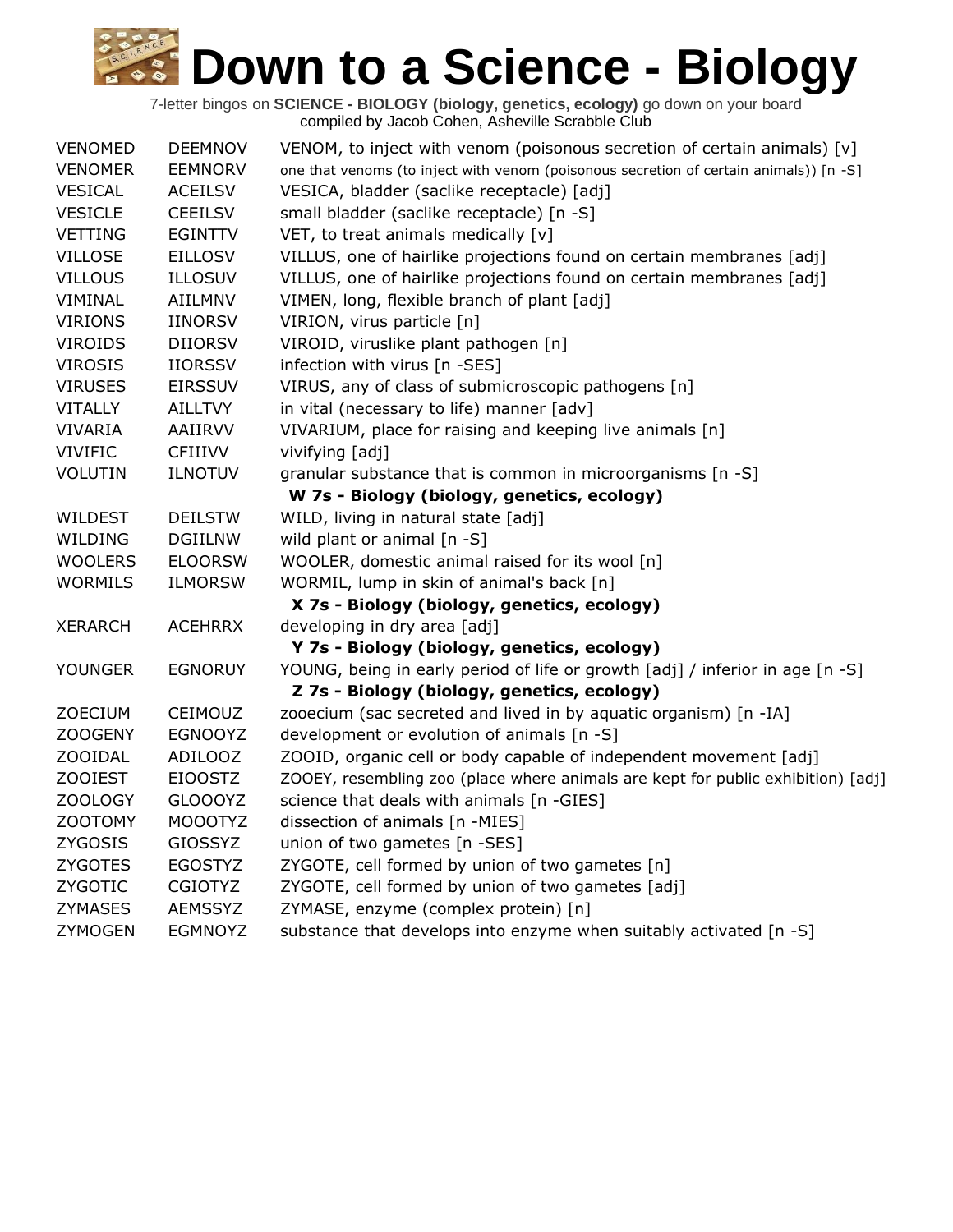# Down to a Science - Biology

7-letter bingos on **SCIENCE - BIOLOGY (biology, genetics, ecology)** go down on your board
compiled by Jacob Cohen, Asheville Scrabble Club

| | | |
|---|---|---|
| VENOMED | DEEMNOV | VENOM, to inject with venom (poisonous secretion of certain animals) [v] |
| VENOMER | EEMNORV | one that venoms (to inject with venom (poisonous secretion of certain animals)) [n -S] |
| VESICAL | ACEILSV | VESICA, bladder (saclike receptacle) [adj] |
| VESICLE | CEEILSV | small bladder (saclike receptacle) [n -S] |
| VETTING | EGINTTV | VET, to treat animals medically [v] |
| VILLOSE | EILLOSV | VILLUS, one of hairlike projections found on certain membranes [adj] |
| VILLOUS | ILLOSUV | VILLUS, one of hairlike projections found on certain membranes [adj] |
| VIMINAL | AIILMNV | VIMEN, long, flexible branch of plant [adj] |
| VIRIONS | IINORSV | VIRION, virus particle [n] |
| VIROIDS | DIIORSV | VIROID, viruslike plant pathogen [n] |
| VIROSIS | IIORSSV | infection with virus [n -SES] |
| VIRUSES | EIRSSUV | VIRUS, any of class of submicroscopic pathogens [n] |
| VITALLY | AILLTVY | in vital (necessary to life) manner [adv] |
| VIVARIA | AAIIRVV | VIVARIUM, place for raising and keeping live animals [n] |
| VIVIFIC | CFIIIVV | vivifying [adj] |
| VOLUTIN | ILNOTUV | granular substance that is common in microorganisms [n -S] |
| | | **W 7s - Biology (biology, genetics, ecology)** |
| WILDEST | DEILSTW | WILD, living in natural state [adj] |
| WILDING | DGIILNW | wild plant or animal [n -S] |
| WOOLERS | ELOORSW | WOOLER, domestic animal raised for its wool [n] |
| WORMILS | ILMORSW | WORMIL, lump in skin of animal's back [n] |
| | | **X 7s - Biology (biology, genetics, ecology)** |
| XERARCH | ACEHRRX | developing in dry area [adj] |
| | | **Y 7s - Biology (biology, genetics, ecology)** |
| YOUNGER | EGNORUY | YOUNG, being in early period of life or growth [adj] / inferior in age [n -S] |
| | | **Z 7s - Biology (biology, genetics, ecology)** |
| ZOECIUM | CEIMOUZ | zooecium (sac secreted and lived in by aquatic organism) [n -IA] |
| ZOOGENY | EGNOOYZ | development or evolution of animals [n -S] |
| ZOOIDAL | ADILOOZ | ZOOID, organic cell or body capable of independent movement [adj] |
| ZOOIEST | EIOOSTZ | ZOOEY, resembling zoo (place where animals are kept for public exhibition) [adj] |
| ZOOLOGY | GLOOOYZ | science that deals with animals [n -GIES] |
| ZOOTOMY | MOOOTYZ | dissection of animals [n -MIES] |
| ZYGOSIS | GIOSSYZ | union of two gametes [n -SES] |
| ZYGOTES | EGOSTYZ | ZYGOTE, cell formed by union of two gametes [n] |
| ZYGOTIC | CGIOTYZ | ZYGOTE, cell formed by union of two gametes [adj] |
| ZYMASES | AEMSSYZ | ZYMASE, enzyme (complex protein) [n] |
| ZYMOGEN | EGMNOYZ | substance that develops into enzyme when suitably activated [n -S] |